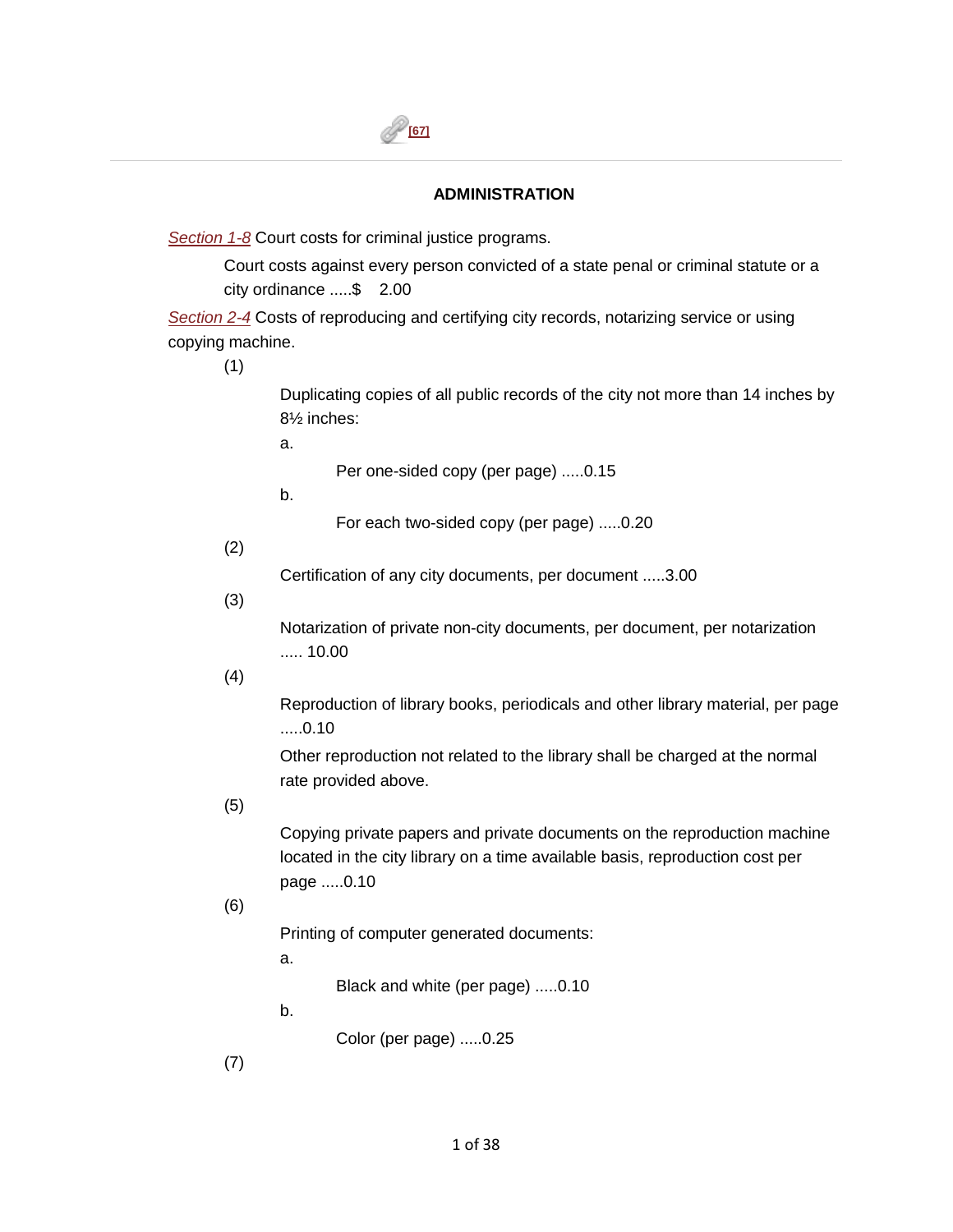[67]

## ADMINISTRATION

*Section 1-8* Court costs for criminal justice programs.

Court costs against every person convicted of a state penal or criminal statute or a city ordinance .....$ 2.00

*Section 2-4* Costs of reproducing and certifying city records, notarizing service or using copying machine.

(1)

Duplicating copies of all public records of the city not more than 14 inches by 8½ inches:

a.

Per one-sided copy (per page) .....0.15

b.

For each two-sided copy (per page) .....0.20

(2)

Certification of any city documents, per document .....3.00

(3)

Notarization of private non-city documents, per document, per notarization ..... 10.00

(4)

Reproduction of library books, periodicals and other library material, per page .....0.10

Other reproduction not related to the library shall be charged at the normal rate provided above.

(5)

Copying private papers and private documents on the reproduction machine located in the city library on a time available basis, reproduction cost per page .....0.10

(6)

Printing of computer generated documents:

a.

Black and white (per page) .....0.10

b.

Color (per page) .....0.25

(7)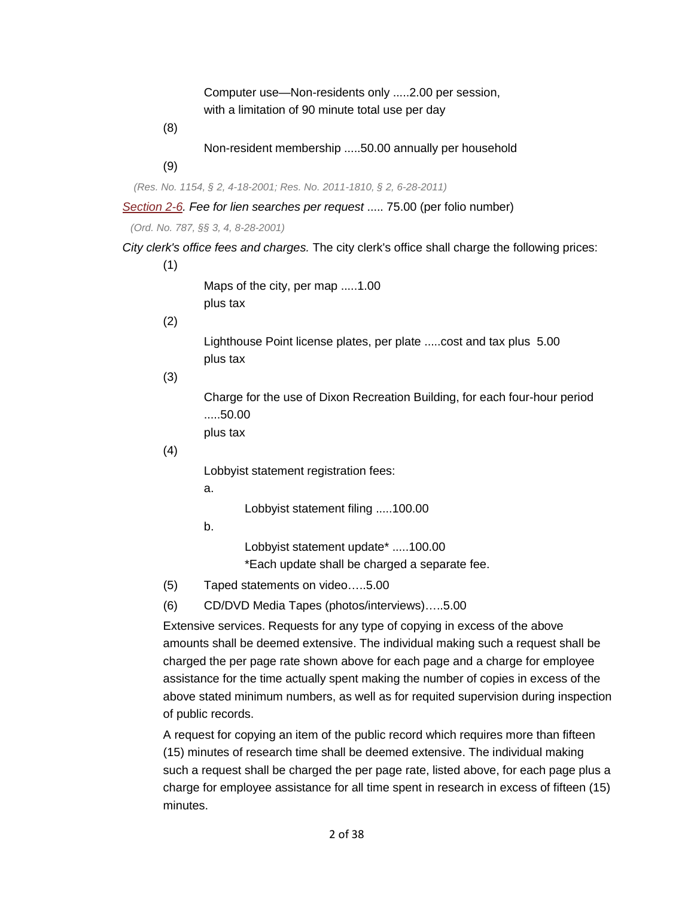Computer use—Non-residents only .....2.00 per session, with a limitation of 90 minute total use per day

(8)

Non-resident membership .....50.00 annually per household

(9)

*(Res. No. 1154, § 2, 4-18-2001; Res. No. 2011-1810, § 2, 6-28-2011)*

Section 2-6. *Fee for lien searches per request* ..... 75.00 (per folio number)

*(Ord. No. 787, §§ 3, 4, 8-28-2001)*

*City clerk's office fees and charges.* The city clerk's office shall charge the following prices:

(1)

Maps of the city, per map .....1.00
plus tax

(2)

Lighthouse Point license plates, per plate .....cost and tax plus 5.00
plus tax

(3)

Charge for the use of Dixon Recreation Building, for each four-hour period .....50.00
plus tax

(4)

Lobbyist statement registration fees:

a.

Lobbyist statement filing .....100.00

b.

Lobbyist statement update* .....100.00
*Each update shall be charged a separate fee.

(5) Taped statements on video…..5.00

(6) CD/DVD Media Tapes (photos/interviews)…..5.00

Extensive services. Requests for any type of copying in excess of the above amounts shall be deemed extensive. The individual making such a request shall be charged the per page rate shown above for each page and a charge for employee assistance for the time actually spent making the number of copies in excess of the above stated minimum numbers, as well as for requited supervision during inspection of public records.

A request for copying an item of the public record which requires more than fifteen (15) minutes of research time shall be deemed extensive. The individual making such a request shall be charged the per page rate, listed above, for each page plus a charge for employee assistance for all time spent in research in excess of fifteen (15) minutes.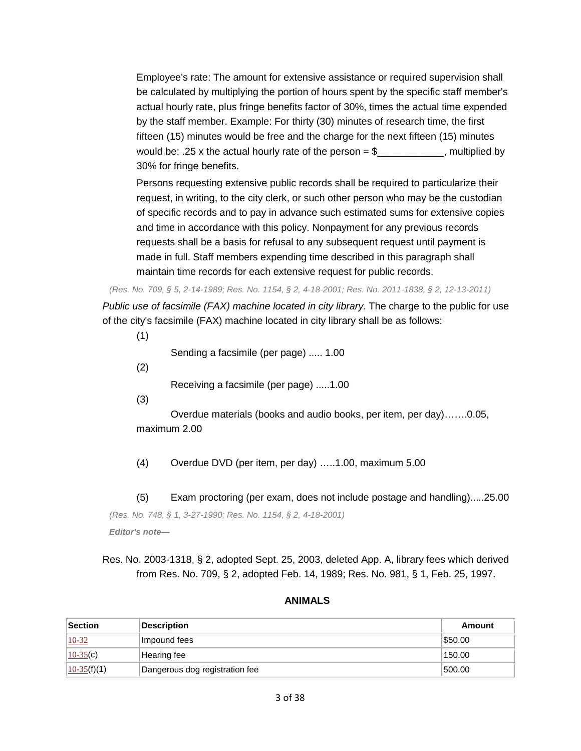Employee's rate: The amount for extensive assistance or required supervision shall be calculated by multiplying the portion of hours spent by the specific staff member's actual hourly rate, plus fringe benefits factor of 30%, times the actual time expended by the staff member. Example: For thirty (30) minutes of research time, the first fifteen (15) minutes would be free and the charge for the next fifteen (15) minutes would be: .25 x the actual hourly rate of the person = $____________, multiplied by 30% for fringe benefits.

Persons requesting extensive public records shall be required to particularize their request, in writing, to the city clerk, or such other person who may be the custodian of specific records and to pay in advance such estimated sums for extensive copies and time in accordance with this policy. Nonpayment for any previous records requests shall be a basis for refusal to any subsequent request until payment is made in full. Staff members expending time described in this paragraph shall maintain time records for each extensive request for public records.

*(Res. No. 709, § 5, 2-14-1989; Res. No. 1154, § 2, 4-18-2001; Res. No. 2011-1838, § 2, 12-13-2011)*

*Public use of facsimile (FAX) machine located in city library.* The charge to the public for use of the city's facsimile (FAX) machine located in city library shall be as follows:

(1) Sending a facsimile (per page) ..... 1.00

(2) Receiving a facsimile (per page) .....1.00

(3) Overdue materials (books and audio books, per item, per day)…….0.05, maximum 2.00

(4) Overdue DVD (per item, per day) …..1.00, maximum 5.00

(5) Exam proctoring (per exam, does not include postage and handling).....25.00

*(Res. No. 748, § 1, 3-27-1990; Res. No. 1154, § 2, 4-18-2001)*

***Editor's note—***

Res. No. 2003-1318, § 2, adopted Sept. 25, 2003, deleted App. A, library fees which derived from Res. No. 709, § 2, adopted Feb. 14, 1989; Res. No. 981, § 1, Feb. 25, 1997.

## ANIMALS

| Section | Description | Amount |
|---|---|---|
| 10-32 | Impound fees | $50.00 |
| 10-35(c) | Hearing fee | 150.00 |
| 10-35(f)(1) | Dangerous dog registration fee | 500.00 |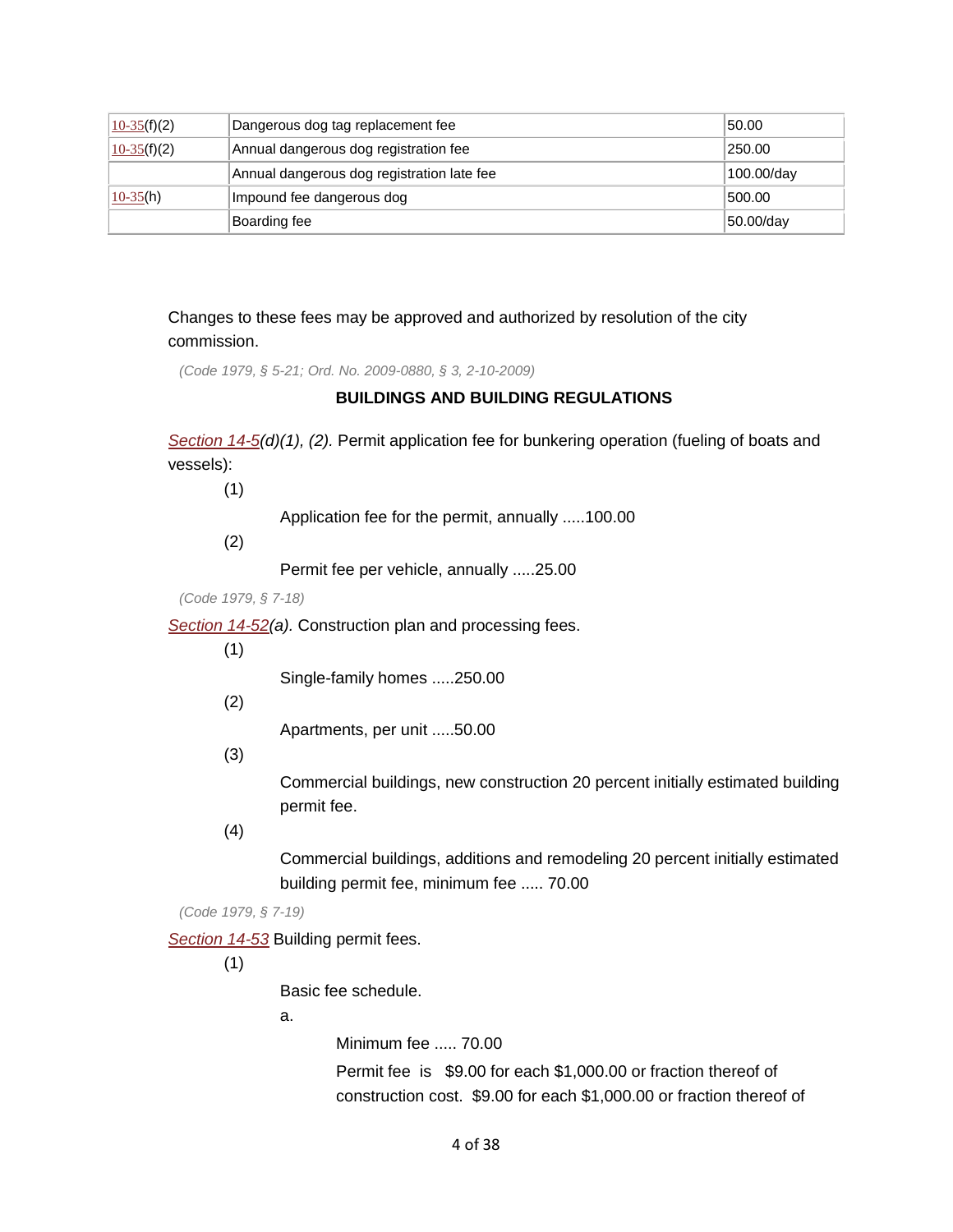| | | |
|---|---|---|
| 10-35(f)(2) | Dangerous dog tag replacement fee | 50.00 |
| 10-35(f)(2) | Annual dangerous dog registration fee | 250.00 |
| | Annual dangerous dog registration late fee | 100.00/day |
| 10-35(h) | Impound fee dangerous dog | 500.00 |
| | Boarding fee | 50.00/day |

Changes to these fees may be approved and authorized by resolution of the city commission.

*(Code 1979, § 5-21; Ord. No. 2009-0880, § 3, 2-10-2009)*

**BUILDINGS AND BUILDING REGULATIONS**

*Section 14-5(d)(1), (2).* Permit application fee for bunkering operation (fueling of boats and vessels):

(1)

Application fee for the permit, annually .....100.00

(2)

Permit fee per vehicle, annually .....25.00

*(Code 1979, § 7-18)*

*Section 14-52(a).* Construction plan and processing fees.

(1)

Single-family homes .....250.00

(2)

Apartments, per unit .....50.00

(3)

Commercial buildings, new construction 20 percent initially estimated building permit fee.

(4)

Commercial buildings, additions and remodeling 20 percent initially estimated building permit fee, minimum fee ..... 70.00

*(Code 1979, § 7-19)*

*Section 14-53* Building permit fees.

(1)

Basic fee schedule.

a.

Minimum fee ..... 70.00

Permit fee is $9.00 for each $1,000.00 or fraction thereof of construction cost. $9.00 for each $1,000.00 or fraction thereof of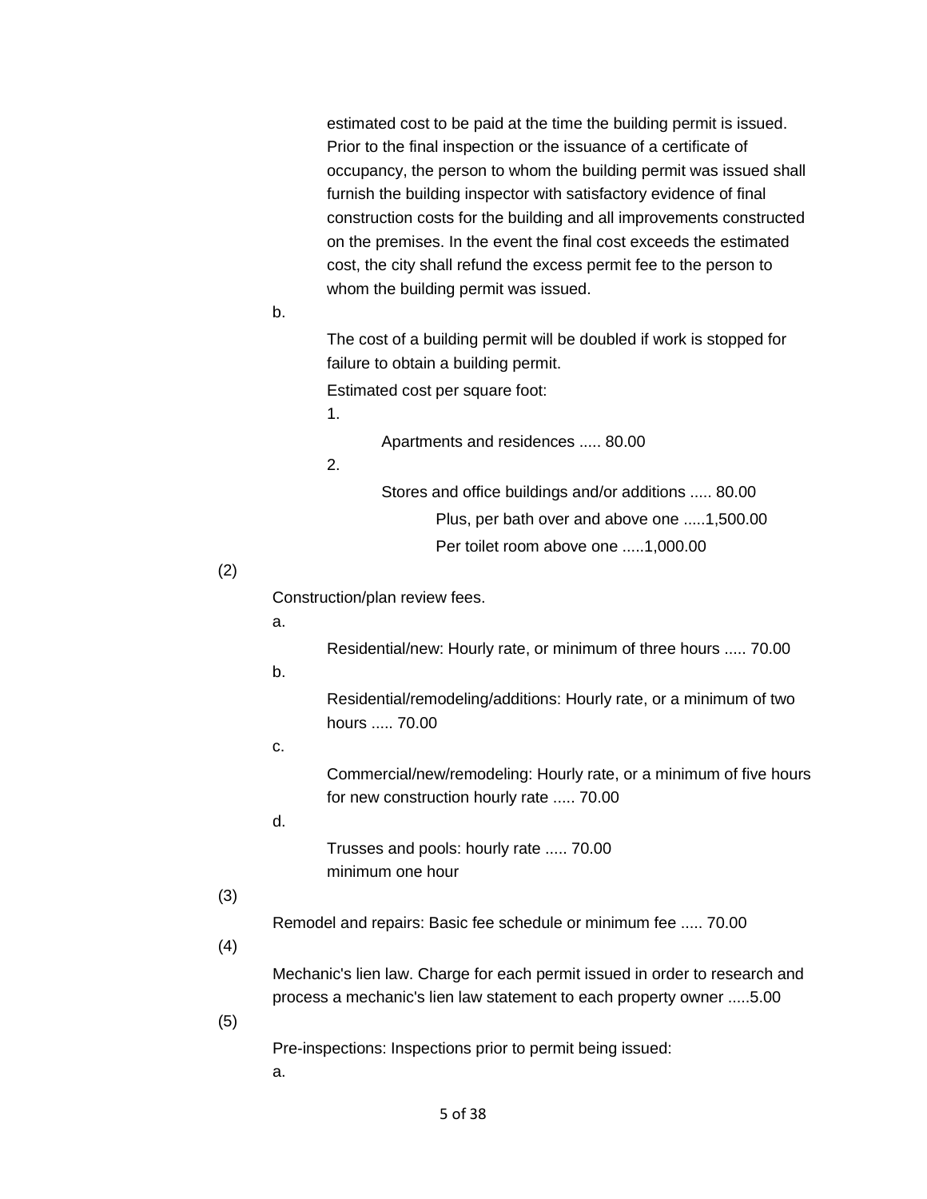estimated cost to be paid at the time the building permit is issued. Prior to the final inspection or the issuance of a certificate of occupancy, the person to whom the building permit was issued shall furnish the building inspector with satisfactory evidence of final construction costs for the building and all improvements constructed on the premises. In the event the final cost exceeds the estimated cost, the city shall refund the excess permit fee to the person to whom the building permit was issued.

b.

The cost of a building permit will be doubled if work is stopped for failure to obtain a building permit.

Estimated cost per square foot:

1.

Apartments and residences ..... 80.00

2.

Stores and office buildings and/or additions ..... 80.00

Plus, per bath over and above one .....1,500.00

Per toilet room above one .....1,000.00

(2)

Construction/plan review fees.

a.

Residential/new: Hourly rate, or minimum of three hours ..... 70.00

b.

Residential/remodeling/additions: Hourly rate, or a minimum of two hours ..... 70.00

c.

Commercial/new/remodeling: Hourly rate, or a minimum of five hours for new construction hourly rate ..... 70.00

d.

Trusses and pools: hourly rate ..... 70.00
minimum one hour

(3)

Remodel and repairs: Basic fee schedule or minimum fee ..... 70.00

(4)

Mechanic's lien law. Charge for each permit issued in order to research and process a mechanic's lien law statement to each property owner .....5.00

(5)

Pre-inspections: Inspections prior to permit being issued:

a.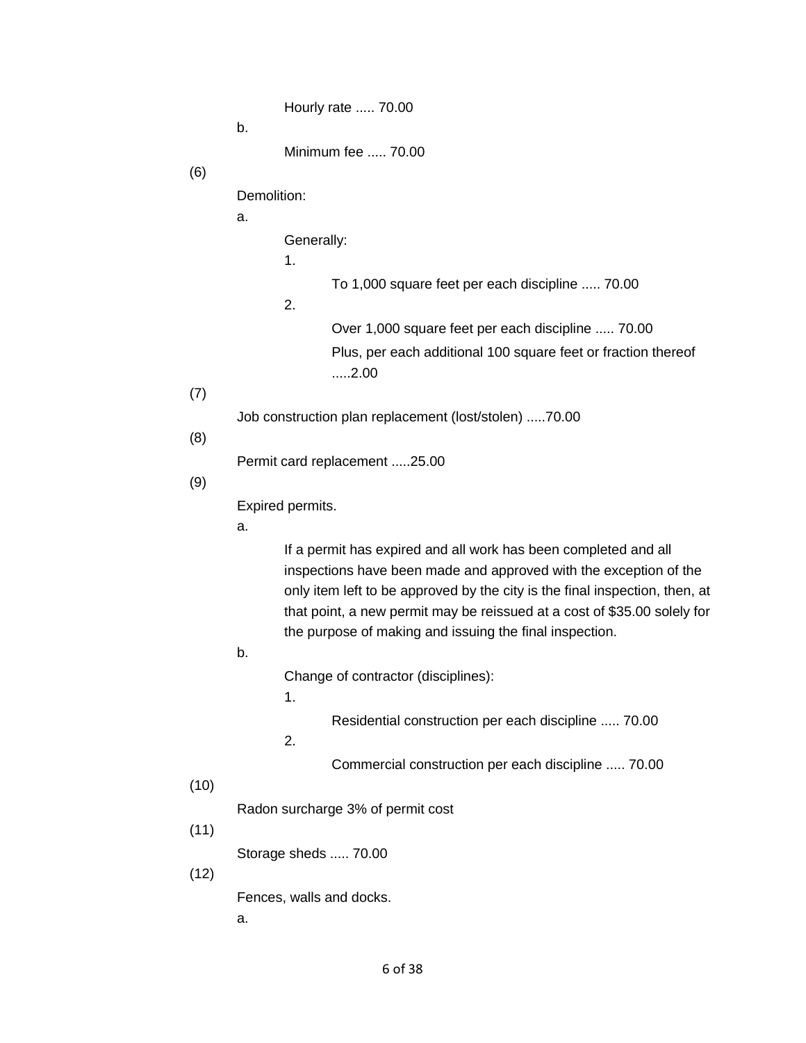Hourly rate ..... 70.00

b.

Minimum fee ..... 70.00

(6)

Demolition:

a.

Generally:

1.

To 1,000 square feet per each discipline ..... 70.00

2.

Over 1,000 square feet per each discipline ..... 70.00

Plus, per each additional 100 square feet or fraction thereof .....2.00

(7)

Job construction plan replacement (lost/stolen) .....70.00

(8)

Permit card replacement .....25.00

(9)

Expired permits.

a.

If a permit has expired and all work has been completed and all inspections have been made and approved with the exception of the only item left to be approved by the city is the final inspection, then, at that point, a new permit may be reissued at a cost of $35.00 solely for the purpose of making and issuing the final inspection.

b.

Change of contractor (disciplines):

1.

Residential construction per each discipline ..... 70.00

2.

Commercial construction per each discipline ..... 70.00

(10)

Radon surcharge 3% of permit cost

(11)

Storage sheds ..... 70.00

(12)

Fences, walls and docks.

a.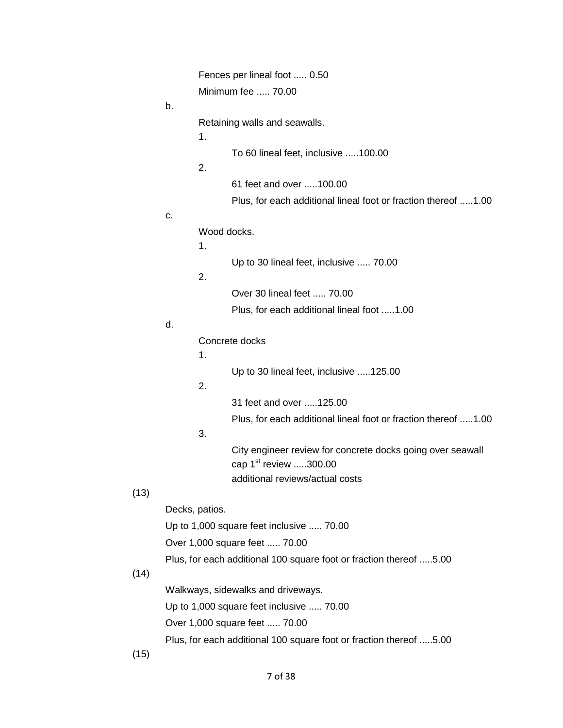Fences per lineal foot ..... 0.50

Minimum fee ..... 70.00

b.

Retaining walls and seawalls.

1.

To 60 lineal feet, inclusive .....100.00

2.

61 feet and over .....100.00

Plus, for each additional lineal foot or fraction thereof .....1.00

c.

Wood docks.

1.

Up to 30 lineal feet, inclusive ..... 70.00

2.

Over 30 lineal feet ..... 70.00

Plus, for each additional lineal foot .....1.00

d.

Concrete docks

1.

Up to 30 lineal feet, inclusive .....125.00

2.

31 feet and over .....125.00

Plus, for each additional lineal foot or fraction thereof .....1.00

3.

City engineer review for concrete docks going over seawall cap 1st review .....300.00
additional reviews/actual costs

(13)

Decks, patios.

Up to 1,000 square feet inclusive ..... 70.00

Over 1,000 square feet ..... 70.00

Plus, for each additional 100 square foot or fraction thereof .....5.00

(14)

Walkways, sidewalks and driveways.

Up to 1,000 square feet inclusive ..... 70.00

Over 1,000 square feet ..... 70.00

Plus, for each additional 100 square foot or fraction thereof .....5.00

(15)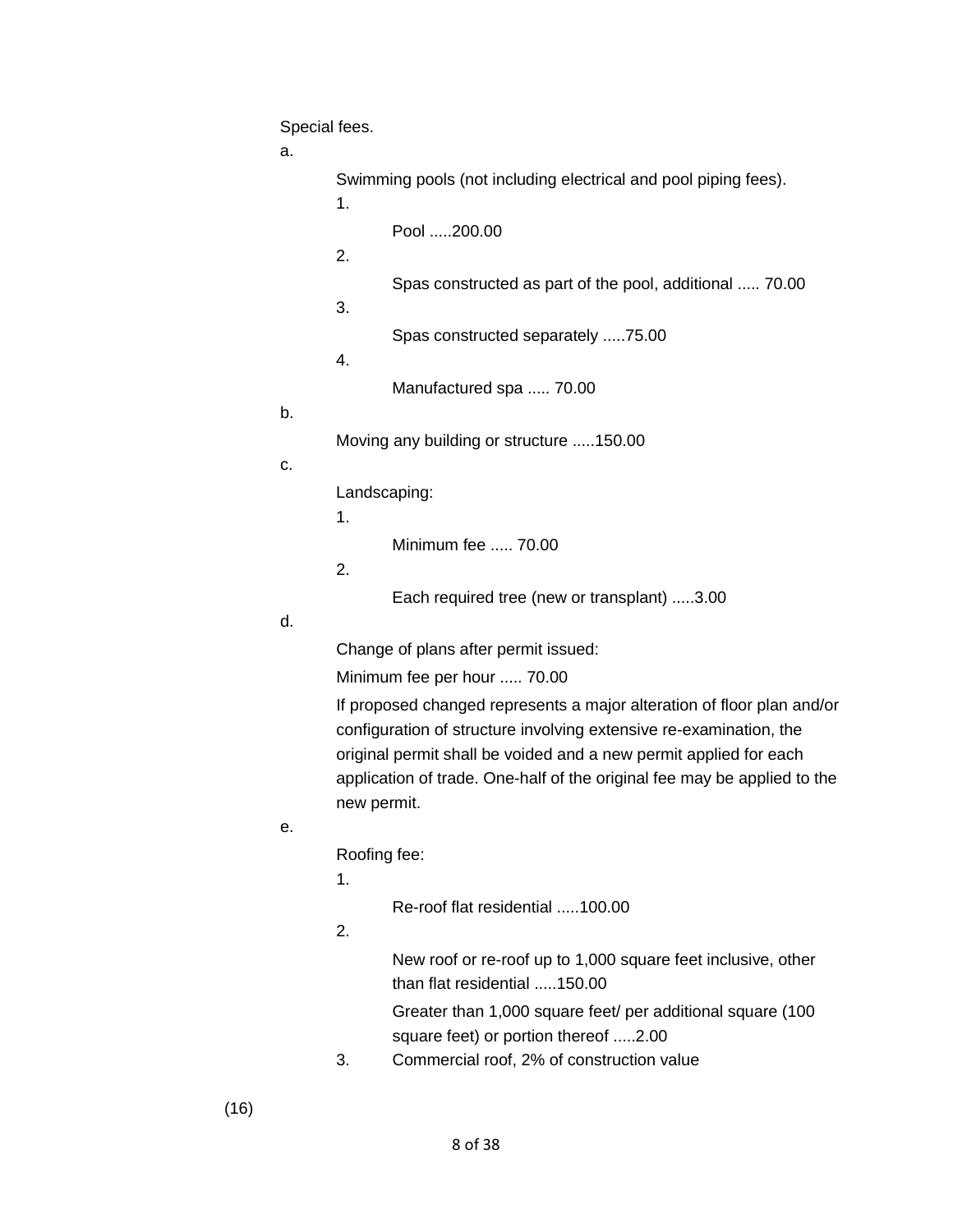Special fees.

a.

Swimming pools (not including electrical and pool piping fees).

1.

Pool .....200.00

2.

Spas constructed as part of the pool, additional ..... 70.00

3.

Spas constructed separately .....75.00

4.

Manufactured spa ..... 70.00

b.

Moving any building or structure .....150.00

c.

Landscaping:

1.

Minimum fee ..... 70.00

2.

Each required tree (new or transplant) .....3.00

d.

Change of plans after permit issued:

Minimum fee per hour ..... 70.00

If proposed changed represents a major alteration of floor plan and/or configuration of structure involving extensive re-examination, the original permit shall be voided and a new permit applied for each application of trade. One-half of the original fee may be applied to the new permit.

e.

Roofing fee:

1.

Re-roof flat residential .....100.00

2.

New roof or re-roof up to 1,000 square feet inclusive, other than flat residential .....150.00

Greater than 1,000 square feet/ per additional square (100 square feet) or portion thereof .....2.00

3. Commercial roof, 2% of construction value

(16)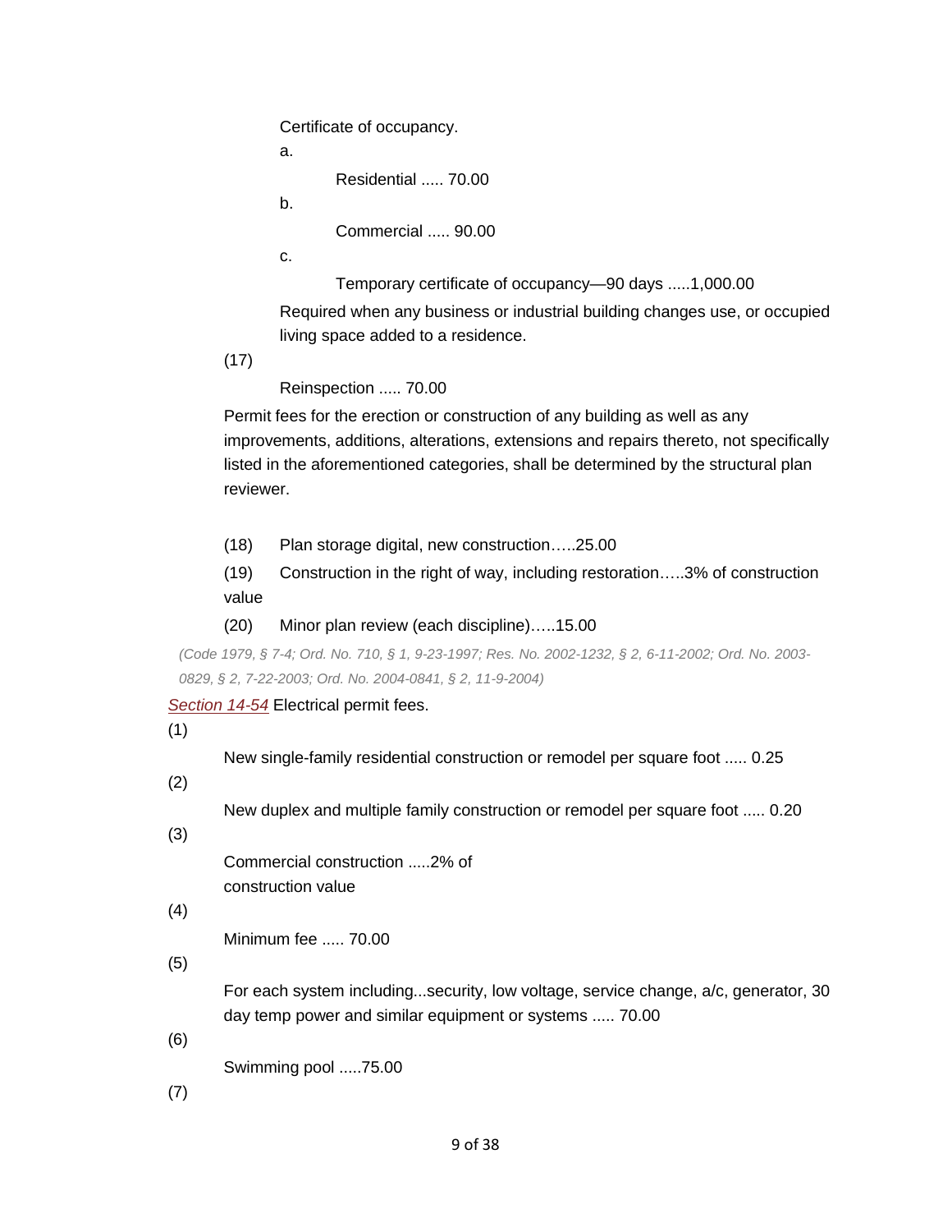Certificate of occupancy.

a. Residential ..... 70.00

b. Commercial ..... 90.00

c. Temporary certificate of occupancy—90 days .....1,000.00

Required when any business or industrial building changes use, or occupied living space added to a residence.

(17) Reinspection ..... 70.00

Permit fees for the erection or construction of any building as well as any improvements, additions, alterations, extensions and repairs thereto, not specifically listed in the aforementioned categories, shall be determined by the structural plan reviewer.

(18) Plan storage digital, new construction…..25.00

(19) Construction in the right of way, including restoration…..3% of construction value

(20) Minor plan review (each discipline)…..15.00

*(Code 1979, § 7-4; Ord. No. 710, § 1, 9-23-1997; Res. No. 2002-1232, § 2, 6-11-2002; Ord. No. 2003-0829, § 2, 7-22-2003; Ord. No. 2004-0841, § 2, 11-9-2004)*

*Section 14-54* Electrical permit fees.

(1) New single-family residential construction or remodel per square foot ..... 0.25

(2) New duplex and multiple family construction or remodel per square foot ..... 0.20

(3) Commercial construction .....2% of construction value

(4) Minimum fee ..... 70.00

(5) For each system including...security, low voltage, service change, a/c, generator, 30 day temp power and similar equipment or systems ..... 70.00

(6) Swimming pool .....75.00

(7)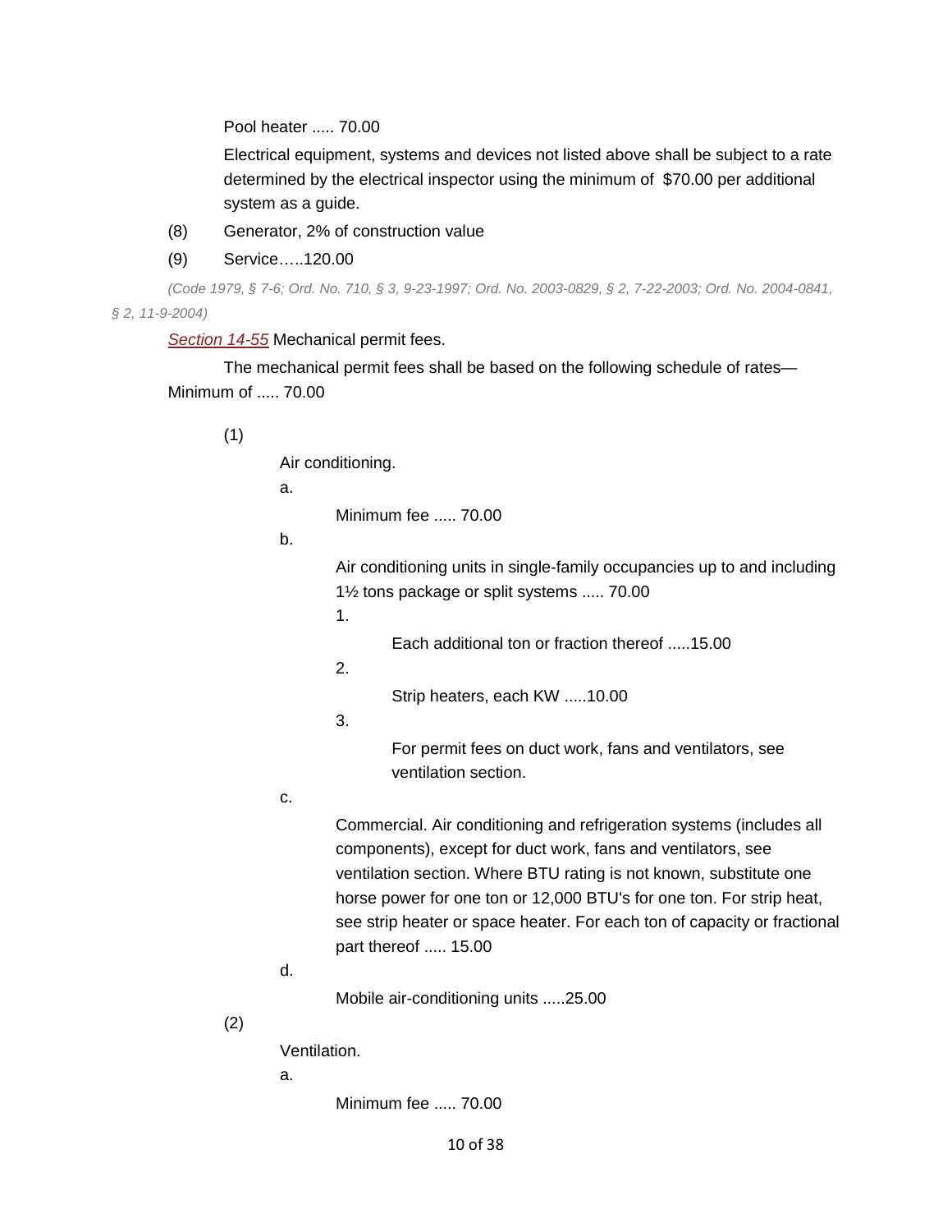Pool heater ..... 70.00

Electrical equipment, systems and devices not listed above shall be subject to a rate determined by the electrical inspector using the minimum of $70.00 per additional system as a guide.

(8) Generator, 2% of construction value

(9) Service…..120.00

*(Code 1979, § 7-6; Ord. No. 710, § 3, 9-23-1997; Ord. No. 2003-0829, § 2, 7-22-2003; Ord. No. 2004-0841, § 2, 11-9-2004)*

*Section 14-55* Mechanical permit fees.

The mechanical permit fees shall be based on the following schedule of rates—Minimum of ..... 70.00

(1) Air conditioning.

a. Minimum fee ..... 70.00

b. Air conditioning units in single-family occupancies up to and including 1½ tons package or split systems ..... 70.00

1. Each additional ton or fraction thereof .....15.00

2. Strip heaters, each KW .....10.00

3. For permit fees on duct work, fans and ventilators, see ventilation section.

c. Commercial. Air conditioning and refrigeration systems (includes all components), except for duct work, fans and ventilators, see ventilation section. Where BTU rating is not known, substitute one horse power for one ton or 12,000 BTU's for one ton. For strip heat, see strip heater or space heater. For each ton of capacity or fractional part thereof ..... 15.00

d. Mobile air-conditioning units .....25.00

(2) Ventilation.

a. Minimum fee ..... 70.00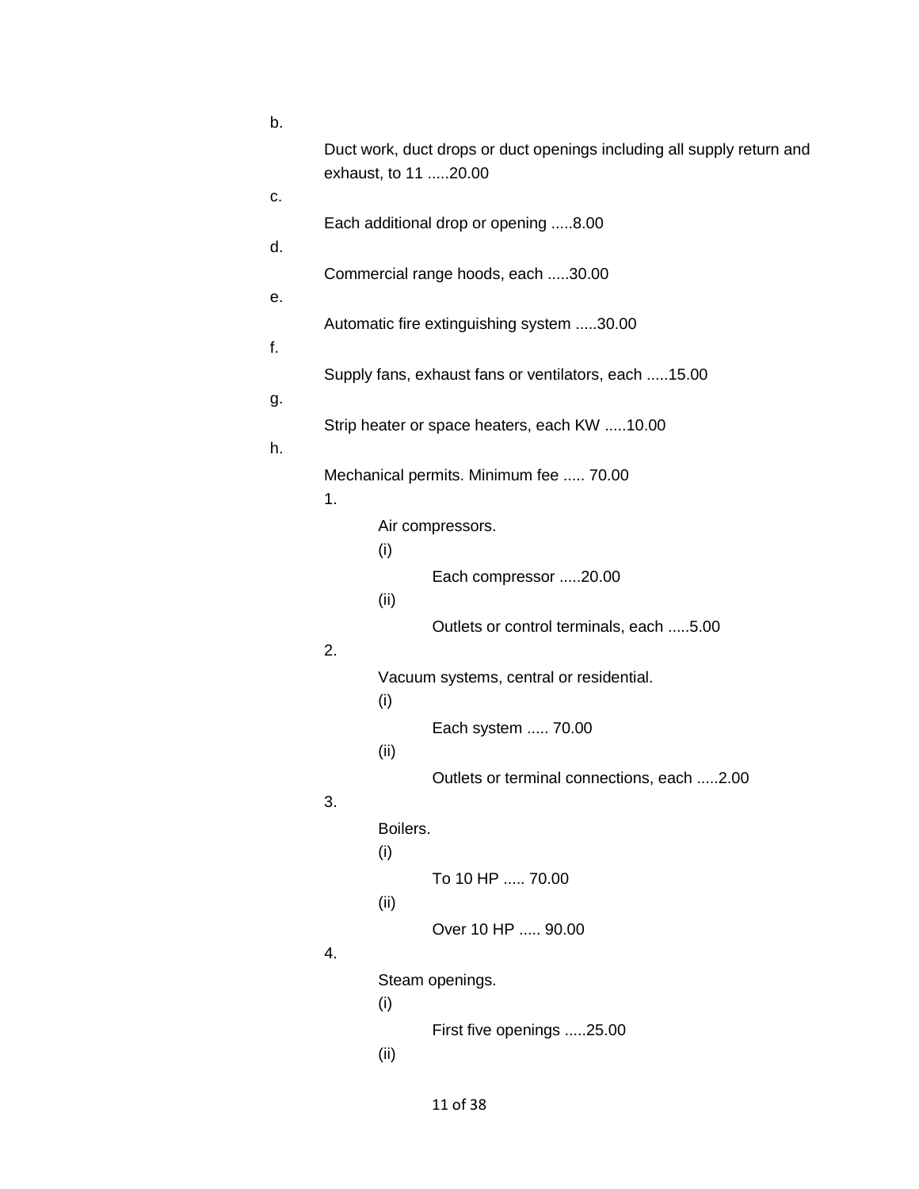b. Duct work, duct drops or duct openings including all supply return and exhaust, to 11 .....20.00

c. Each additional drop or opening .....8.00

d. Commercial range hoods, each .....30.00

e. Automatic fire extinguishing system .....30.00

f. Supply fans, exhaust fans or ventilators, each .....15.00

g. Strip heater or space heaters, each KW .....10.00

h. Mechanical permits. Minimum fee ..... 70.00

  1. Air compressors.

    (i) Each compressor .....20.00

    (ii) Outlets or control terminals, each .....5.00

  2. Vacuum systems, central or residential.

    (i) Each system ..... 70.00

    (ii) Outlets or terminal connections, each .....2.00

  3. Boilers.

    (i) To 10 HP ..... 70.00

    (ii) Over 10 HP ..... 90.00

  4. Steam openings.

    (i) First five openings .....25.00

    (ii)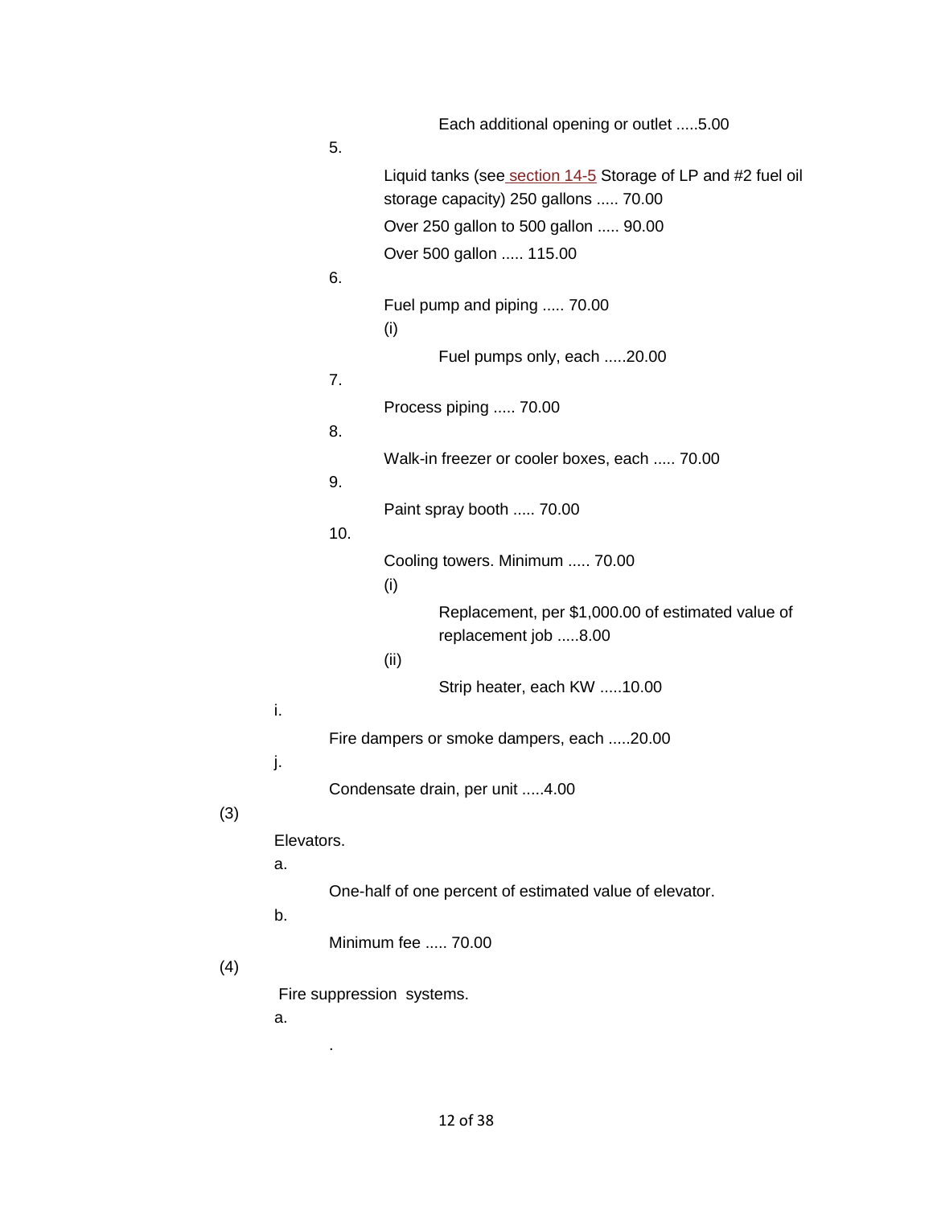Each additional opening or outlet .....5.00

5.

Liquid tanks (see section 14-5 Storage of LP and #2 fuel oil storage capacity) 250 gallons ..... 70.00

Over 250 gallon to 500 gallon ..... 90.00

Over 500 gallon ..... 115.00

6.

Fuel pump and piping ..... 70.00

(i)

Fuel pumps only, each .....20.00

7.

Process piping ..... 70.00

8.

Walk-in freezer or cooler boxes, each ..... 70.00

9.

Paint spray booth ..... 70.00

10.

Cooling towers. Minimum ..... 70.00

(i)

Replacement, per $1,000.00 of estimated value of replacement job .....8.00

(ii)

Strip heater, each KW .....10.00

i.

Fire dampers or smoke dampers, each .....20.00

j.

Condensate drain, per unit .....4.00

(3)

Elevators.

a.

One-half of one percent of estimated value of elevator.

b.

Minimum fee ..... 70.00

(4)

Fire suppression systems.

a.

.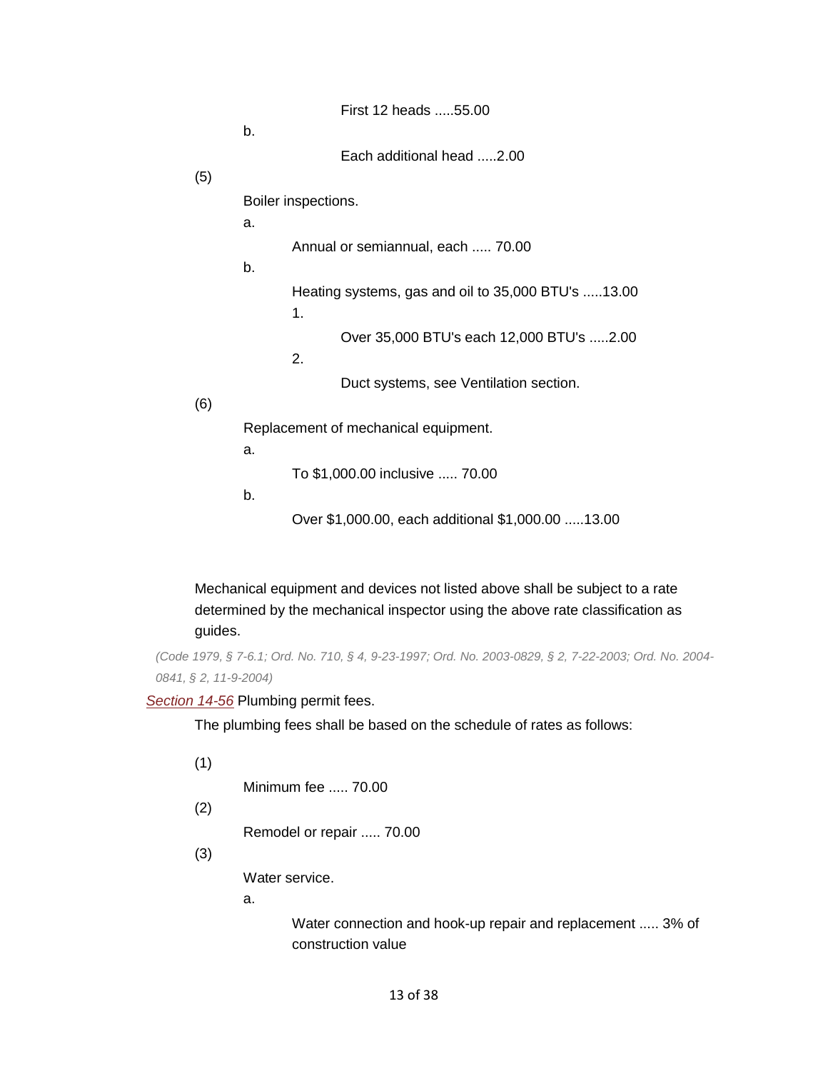First 12 heads .....55.00

b.

Each additional head .....2.00

(5)

Boiler inspections.

a.

Annual or semiannual, each ..... 70.00

b.

Heating systems, gas and oil to 35,000 BTU's .....13.00

1.

Over 35,000 BTU's each 12,000 BTU's .....2.00

2.

Duct systems, see Ventilation section.

(6)

Replacement of mechanical equipment.

a.

To $1,000.00 inclusive ..... 70.00

b.

Over $1,000.00, each additional $1,000.00 .....13.00

Mechanical equipment and devices not listed above shall be subject to a rate determined by the mechanical inspector using the above rate classification as guides.

*(Code 1979, § 7-6.1; Ord. No. 710, § 4, 9-23-1997; Ord. No. 2003-0829, § 2, 7-22-2003; Ord. No. 2004-0841, § 2, 11-9-2004)*

Section 14-56 Plumbing permit fees.

The plumbing fees shall be based on the schedule of rates as follows:

(1)

Minimum fee ..... 70.00

(2)

Remodel or repair ..... 70.00

(3)

Water service.

a.

Water connection and hook-up repair and replacement ..... 3% of construction value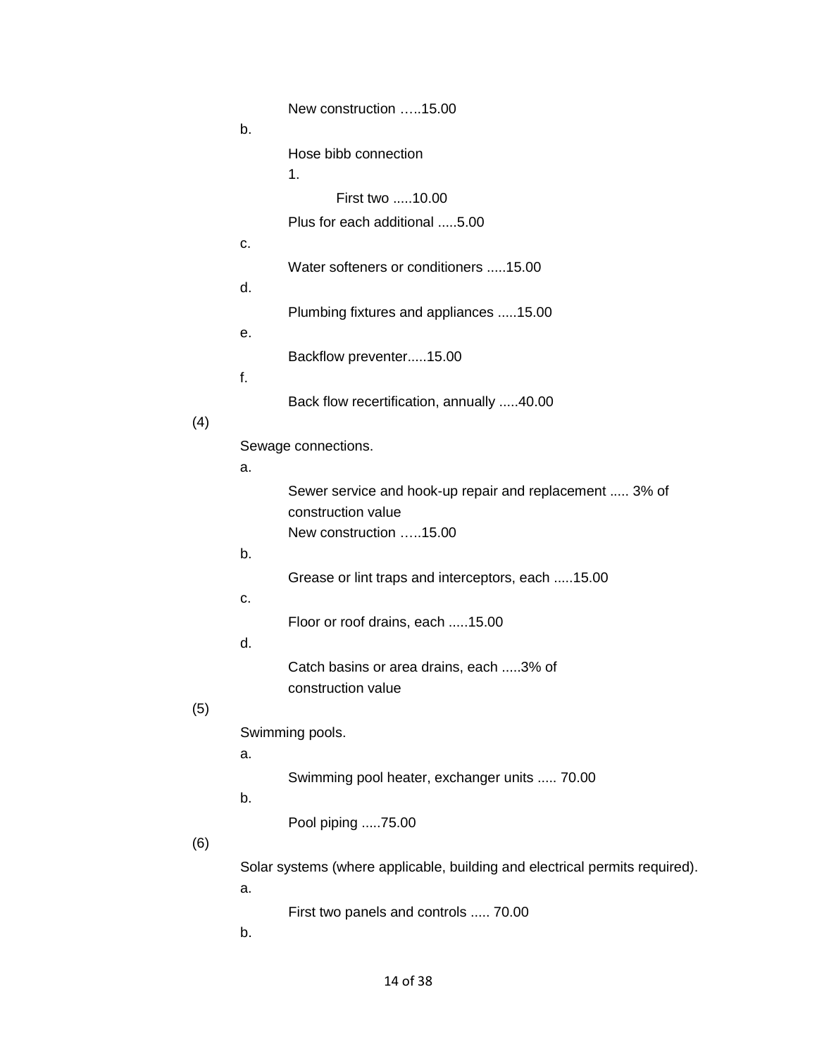New construction …..15.00

b.

Hose bibb connection

1.

First two .....10.00

Plus for each additional .....5.00

c.

Water softeners or conditioners .....15.00

d.

Plumbing fixtures and appliances .....15.00

e.

Backflow preventer.....15.00

f.

Back flow recertification, annually .....40.00

(4)

Sewage connections.

a.

Sewer service and hook-up repair and replacement ..... 3% of construction value

New construction …..15.00

b.

Grease or lint traps and interceptors, each .....15.00

c.

Floor or roof drains, each .....15.00

d.

Catch basins or area drains, each .....3% of construction value

(5)

Swimming pools.

a.

Swimming pool heater, exchanger units ..... 70.00

b.

Pool piping .....75.00

(6)

Solar systems (where applicable, building and electrical permits required).

a.

First two panels and controls ..... 70.00

b.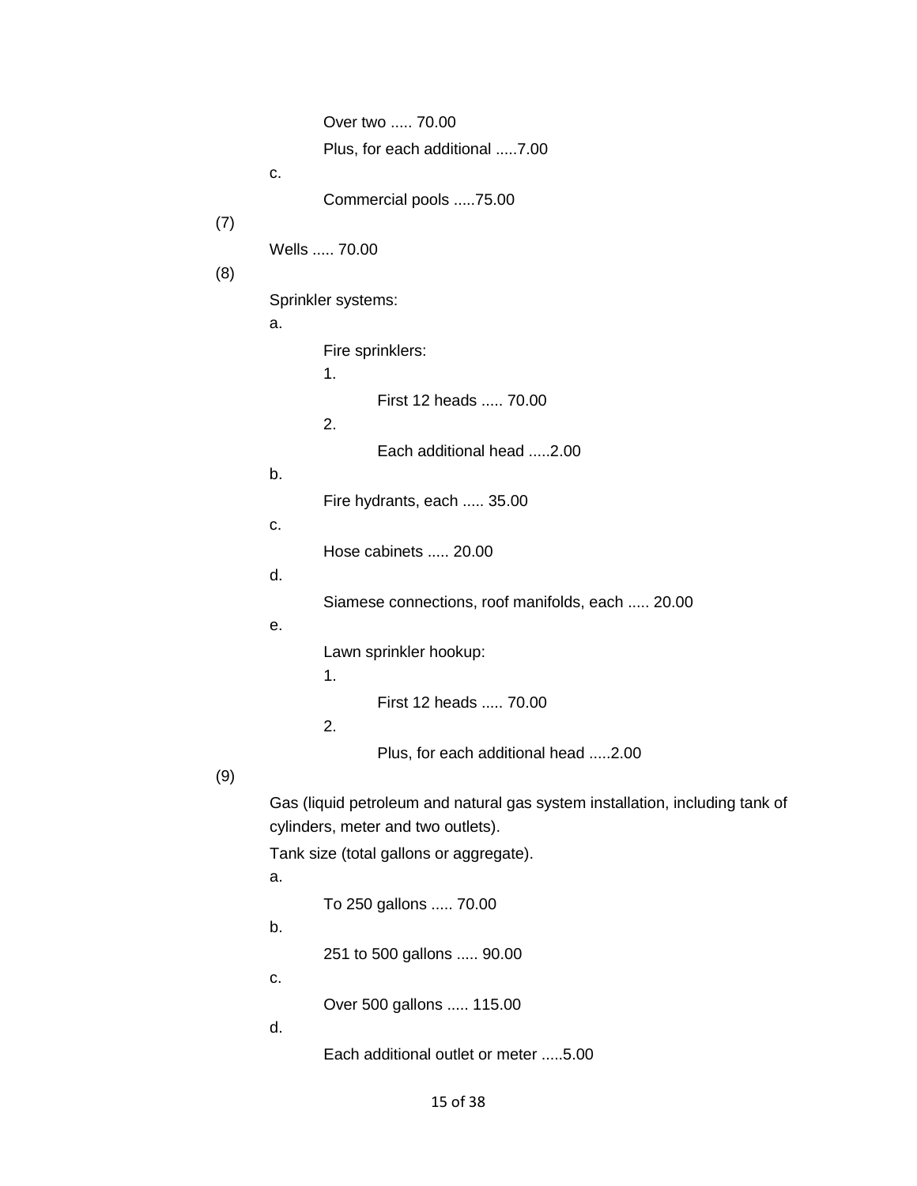Over two ..... 70.00

Plus, for each additional .....7.00

c.

Commercial pools .....75.00

(7)

Wells ..... 70.00

(8)

Sprinkler systems:

a.

Fire sprinklers:

1.

First 12 heads ..... 70.00

2.

Each additional head .....2.00

b.

Fire hydrants, each ..... 35.00

c.

Hose cabinets ..... 20.00

d.

Siamese connections, roof manifolds, each ..... 20.00

e.

Lawn sprinkler hookup:

1.

First 12 heads ..... 70.00

2.

Plus, for each additional head .....2.00

(9)

Gas (liquid petroleum and natural gas system installation, including tank of cylinders, meter and two outlets).

Tank size (total gallons or aggregate).

a.

To 250 gallons ..... 70.00

b.

251 to 500 gallons ..... 90.00

c.

Over 500 gallons ..... 115.00

d.

Each additional outlet or meter .....5.00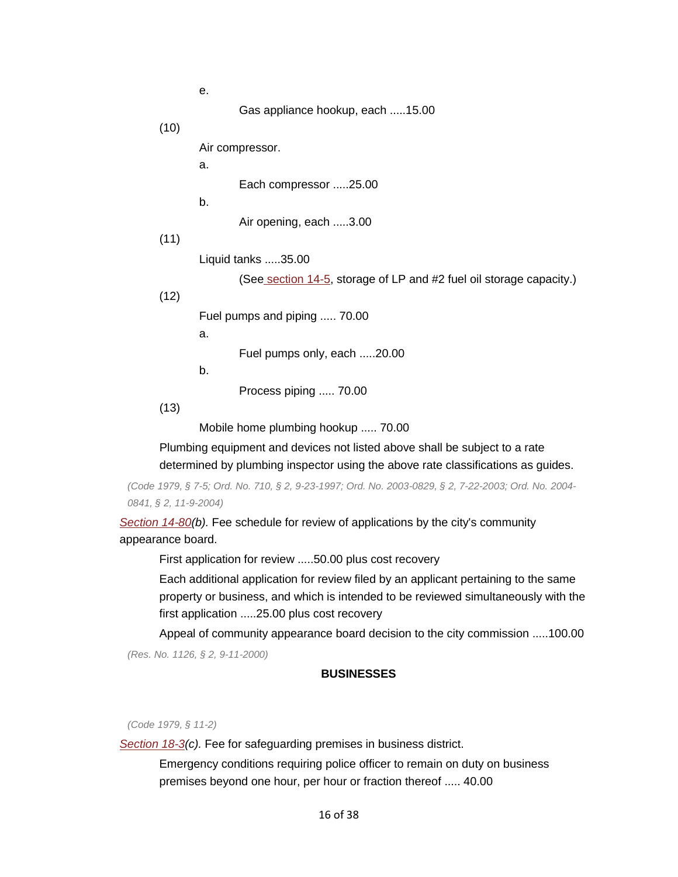e.

Gas appliance hookup, each .....15.00

(10)

Air compressor.

a.

Each compressor .....25.00

b.

Air opening, each .....3.00

(11)

Liquid tanks .....35.00

(See section 14-5, storage of LP and #2 fuel oil storage capacity.)

(12)

Fuel pumps and piping ..... 70.00

a.

Fuel pumps only, each .....20.00

b.

Process piping ..... 70.00

(13)

Mobile home plumbing hookup ..... 70.00

Plumbing equipment and devices not listed above shall be subject to a rate determined by plumbing inspector using the above rate classifications as guides.

*(Code 1979, § 7-5; Ord. No. 710, § 2, 9-23-1997; Ord. No. 2003-0829, § 2, 7-22-2003; Ord. No. 2004-0841, § 2, 11-9-2004)*

*Section 14-80(b).* Fee schedule for review of applications by the city's community appearance board.

First application for review .....50.00 plus cost recovery

Each additional application for review filed by an applicant pertaining to the same property or business, and which is intended to be reviewed simultaneously with the first application .....25.00 plus cost recovery

Appeal of community appearance board decision to the city commission .....100.00

*(Res. No. 1126, § 2, 9-11-2000)*

**BUSINESSES**

*(Code 1979, § 11-2)*

*Section 18-3(c).* Fee for safeguarding premises in business district.

Emergency conditions requiring police officer to remain on duty on business premises beyond one hour, per hour or fraction thereof ..... 40.00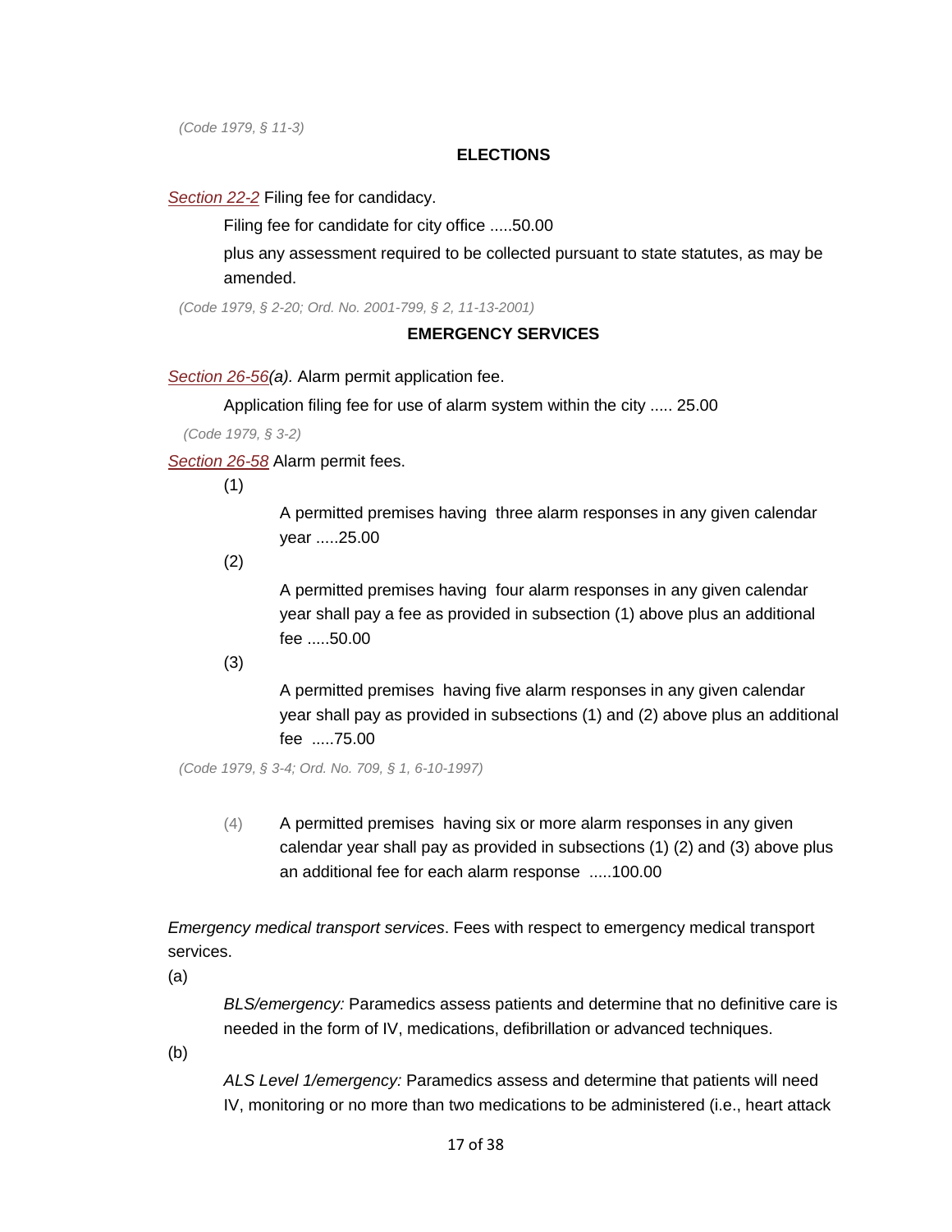*(Code 1979, § 11-3)*

## ELECTIONS

*Section 22-2* Filing fee for candidacy.

Filing fee for candidate for city office .....50.00

plus any assessment required to be collected pursuant to state statutes, as may be amended.

*(Code 1979, § 2-20; Ord. No. 2001-799, § 2, 11-13-2001)*

## EMERGENCY SERVICES

*Section 26-56(a).* Alarm permit application fee.

Application filing fee for use of alarm system within the city ..... 25.00

*(Code 1979, § 3-2)*

*Section 26-58* Alarm permit fees.

(1) A permitted premises having three alarm responses in any given calendar year .....25.00

(2) A permitted premises having four alarm responses in any given calendar year shall pay a fee as provided in subsection (1) above plus an additional fee .....50.00

(3) A permitted premises having five alarm responses in any given calendar year shall pay as provided in subsections (1) and (2) above plus an additional fee .....75.00

*(Code 1979, § 3-4; Ord. No. 709, § 1, 6-10-1997)*

(4) A permitted premises having six or more alarm responses in any given calendar year shall pay as provided in subsections (1) (2) and (3) above plus an additional fee for each alarm response .....100.00

*Emergency medical transport services*. Fees with respect to emergency medical transport services.

(a) *BLS/emergency:* Paramedics assess patients and determine that no definitive care is needed in the form of IV, medications, defibrillation or advanced techniques.

(b) *ALS Level 1/emergency:* Paramedics assess and determine that patients will need IV, monitoring or no more than two medications to be administered (i.e., heart attack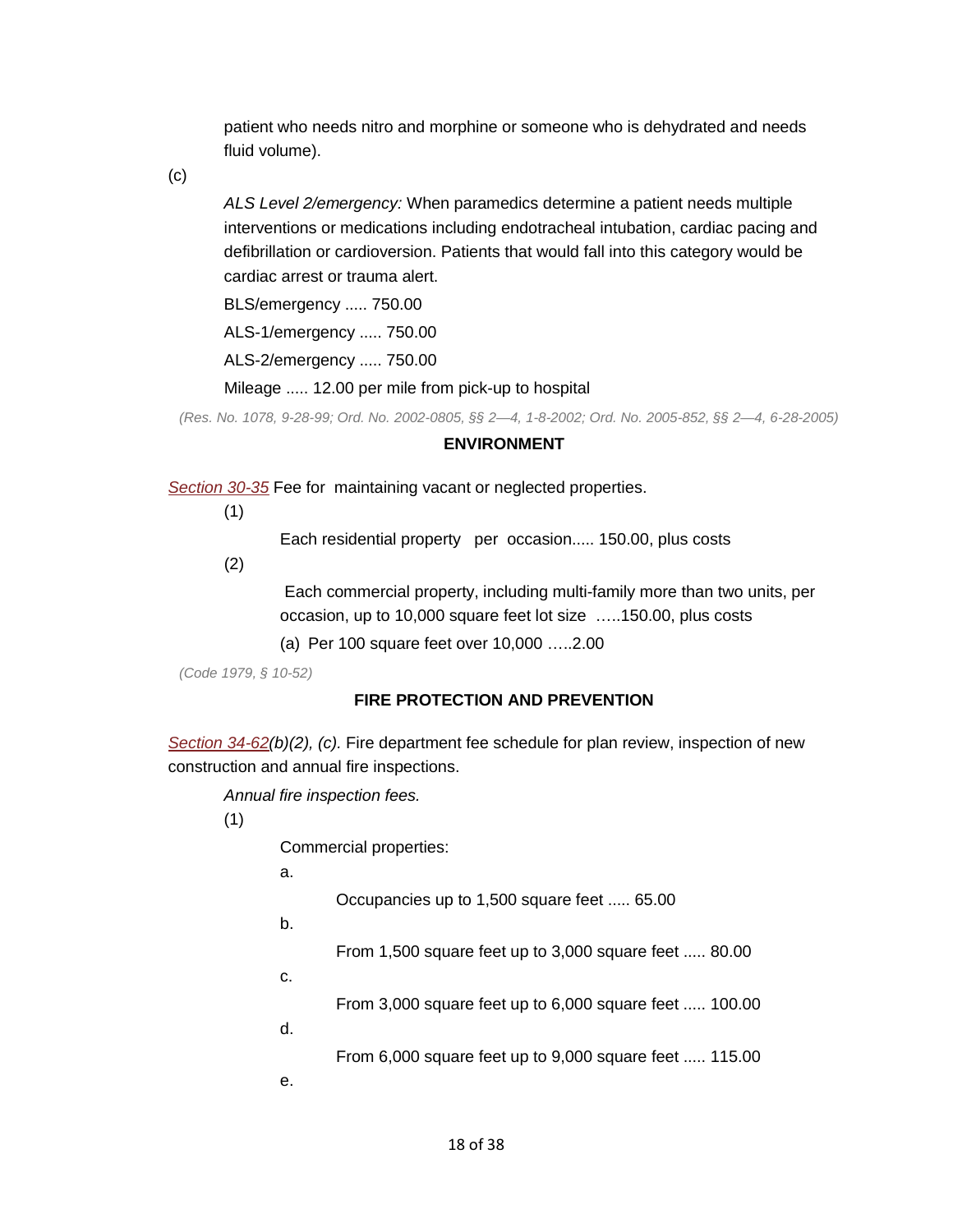patient who needs nitro and morphine or someone who is dehydrated and needs fluid volume).

(c)

*ALS Level 2/emergency:* When paramedics determine a patient needs multiple interventions or medications including endotracheal intubation, cardiac pacing and defibrillation or cardioversion. Patients that would fall into this category would be cardiac arrest or trauma alert.

BLS/emergency ..... 750.00

ALS-1/emergency ..... 750.00

ALS-2/emergency ..... 750.00

Mileage ..... 12.00 per mile from pick-up to hospital

*(Res. No. 1078, 9-28-99; Ord. No. 2002-0805, §§ 2—4, 1-8-2002; Ord. No. 2005-852, §§ 2—4, 6-28-2005)*

**ENVIRONMENT**

Section 30-35 Fee for maintaining vacant or neglected properties.

(1)

Each residential property per occasion..... 150.00, plus costs

(2)

Each commercial property, including multi-family more than two units, per occasion, up to 10,000 square feet lot size …..150.00, plus costs

(a) Per 100 square feet over 10,000 …..2.00

*(Code 1979, § 10-52)*

**FIRE PROTECTION AND PREVENTION**

Section 34-62*(b)(2), (c).* Fire department fee schedule for plan review, inspection of new construction and annual fire inspections.

*Annual fire inspection fees.*

(1)

Commercial properties:

a.

Occupancies up to 1,500 square feet ..... 65.00

b.

From 1,500 square feet up to 3,000 square feet ..... 80.00

c.

From 3,000 square feet up to 6,000 square feet ..... 100.00

d.

From 6,000 square feet up to 9,000 square feet ..... 115.00

e.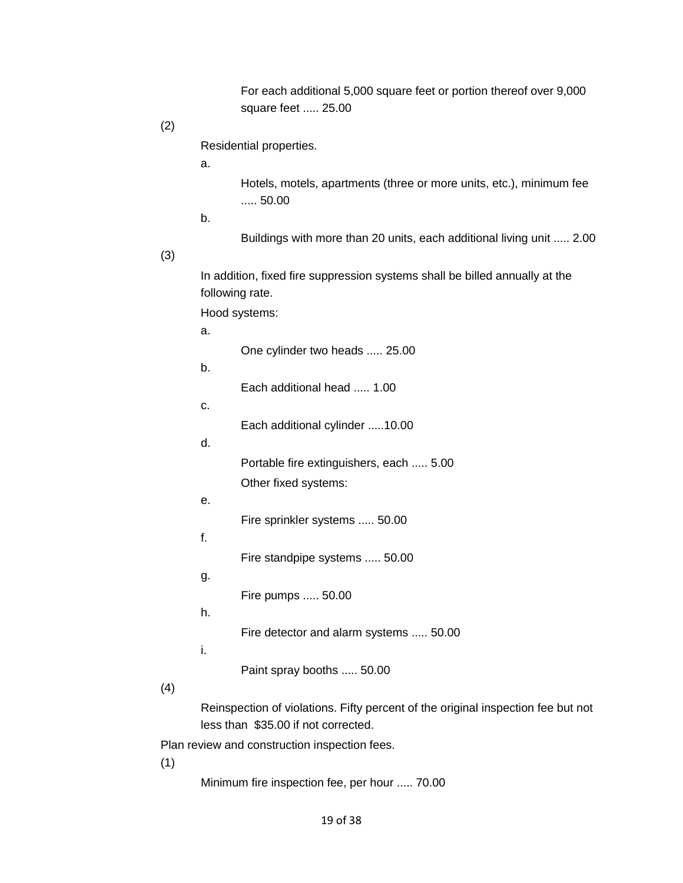For each additional 5,000 square feet or portion thereof over 9,000 square feet ..... 25.00

(2)

Residential properties.

a.

Hotels, motels, apartments (three or more units, etc.), minimum fee ..... 50.00

b.

Buildings with more than 20 units, each additional living unit ..... 2.00

(3)

In addition, fixed fire suppression systems shall be billed annually at the following rate.

Hood systems:

a.

One cylinder two heads ..... 25.00

b.

Each additional head ..... 1.00

c.

Each additional cylinder .....10.00

d.

Portable fire extinguishers, each ..... 5.00

Other fixed systems:

e.

Fire sprinkler systems ..... 50.00

f.

Fire standpipe systems ..... 50.00

g.

Fire pumps ..... 50.00

h.

Fire detector and alarm systems ..... 50.00

i.

Paint spray booths ..... 50.00

(4)

Reinspection of violations. Fifty percent of the original inspection fee but not less than $35.00 if not corrected.

Plan review and construction inspection fees.

(1)

Minimum fire inspection fee, per hour ..... 70.00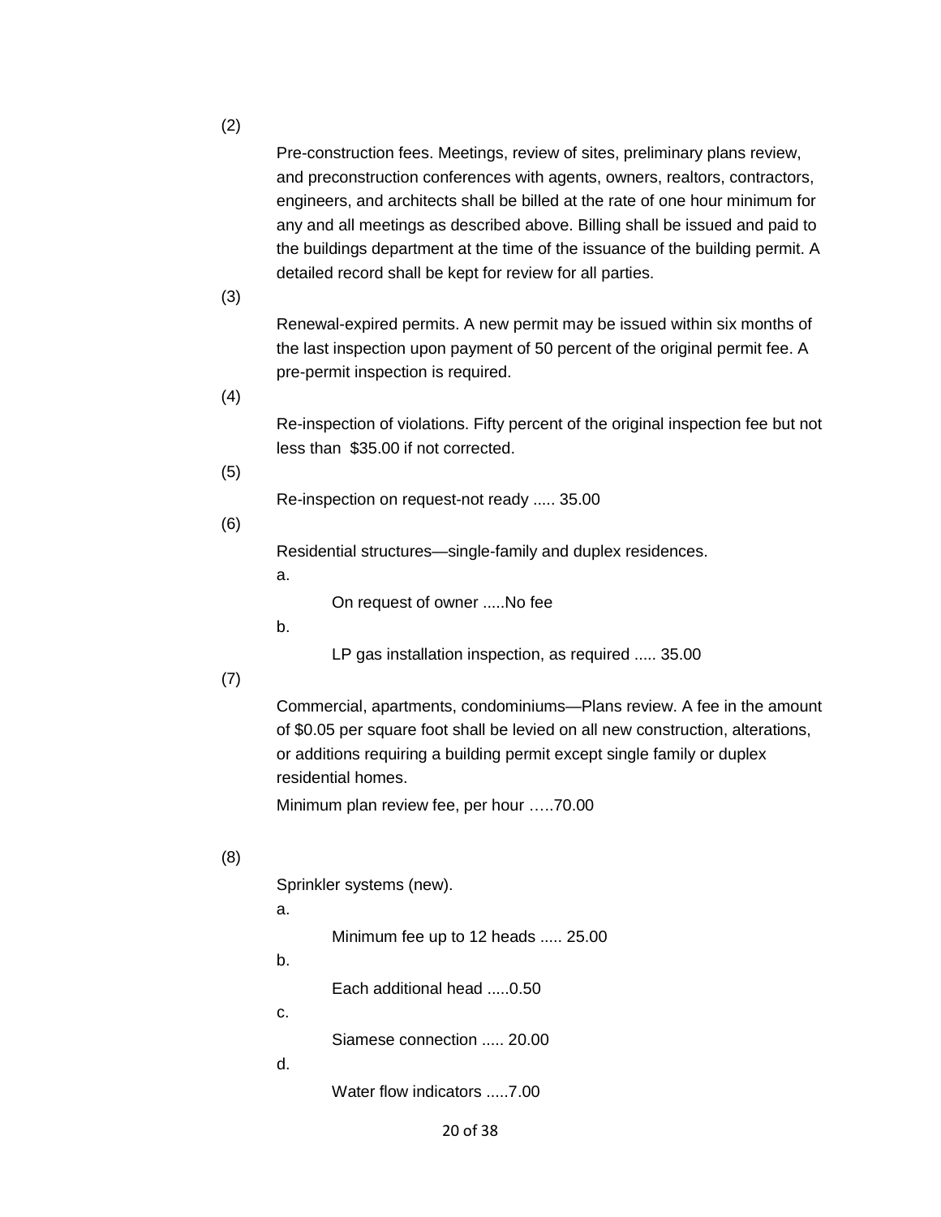(2)

Pre-construction fees. Meetings, review of sites, preliminary plans review, and preconstruction conferences with agents, owners, realtors, contractors, engineers, and architects shall be billed at the rate of one hour minimum for any and all meetings as described above. Billing shall be issued and paid to the buildings department at the time of the issuance of the building permit. A detailed record shall be kept for review for all parties.

(3)

Renewal-expired permits. A new permit may be issued within six months of the last inspection upon payment of 50 percent of the original permit fee. A pre-permit inspection is required.

(4)

Re-inspection of violations. Fifty percent of the original inspection fee but not less than $35.00 if not corrected.

(5)

Re-inspection on request-not ready ..... 35.00

(6)

Residential structures—single-family and duplex residences.

a.

On request of owner .....No fee

b.

LP gas installation inspection, as required ..... 35.00

(7)

Commercial, apartments, condominiums—Plans review. A fee in the amount of $0.05 per square foot shall be levied on all new construction, alterations, or additions requiring a building permit except single family or duplex residential homes.

Minimum plan review fee, per hour .....70.00

(8)

Sprinkler systems (new).

a.

Minimum fee up to 12 heads ..... 25.00

b.

Each additional head .....0.50

c.

Siamese connection ..... 20.00

d.

Water flow indicators .....7.00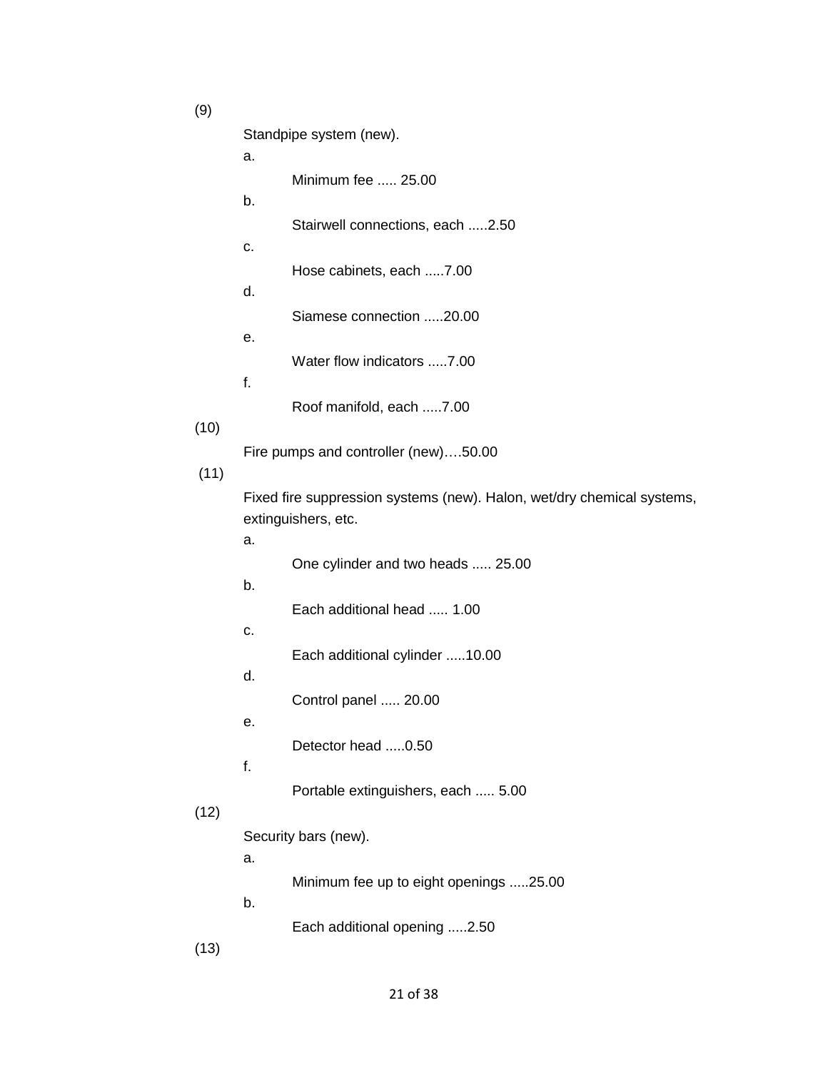(9)

Standpipe system (new).

a.

Minimum fee ..... 25.00

b.

Stairwell connections, each .....2.50

c.

Hose cabinets, each .....7.00

d.

Siamese connection .....20.00

e.

Water flow indicators .....7.00

f.

Roof manifold, each .....7.00

(10)

Fire pumps and controller (new)….50.00

(11)

Fixed fire suppression systems (new). Halon, wet/dry chemical systems, extinguishers, etc.

a.

One cylinder and two heads ..... 25.00

b.

Each additional head ..... 1.00

c.

Each additional cylinder .....10.00

d.

Control panel ..... 20.00

e.

Detector head .....0.50

f.

Portable extinguishers, each ..... 5.00

(12)

Security bars (new).

a.

Minimum fee up to eight openings .....25.00

b.

Each additional opening .....2.50

(13)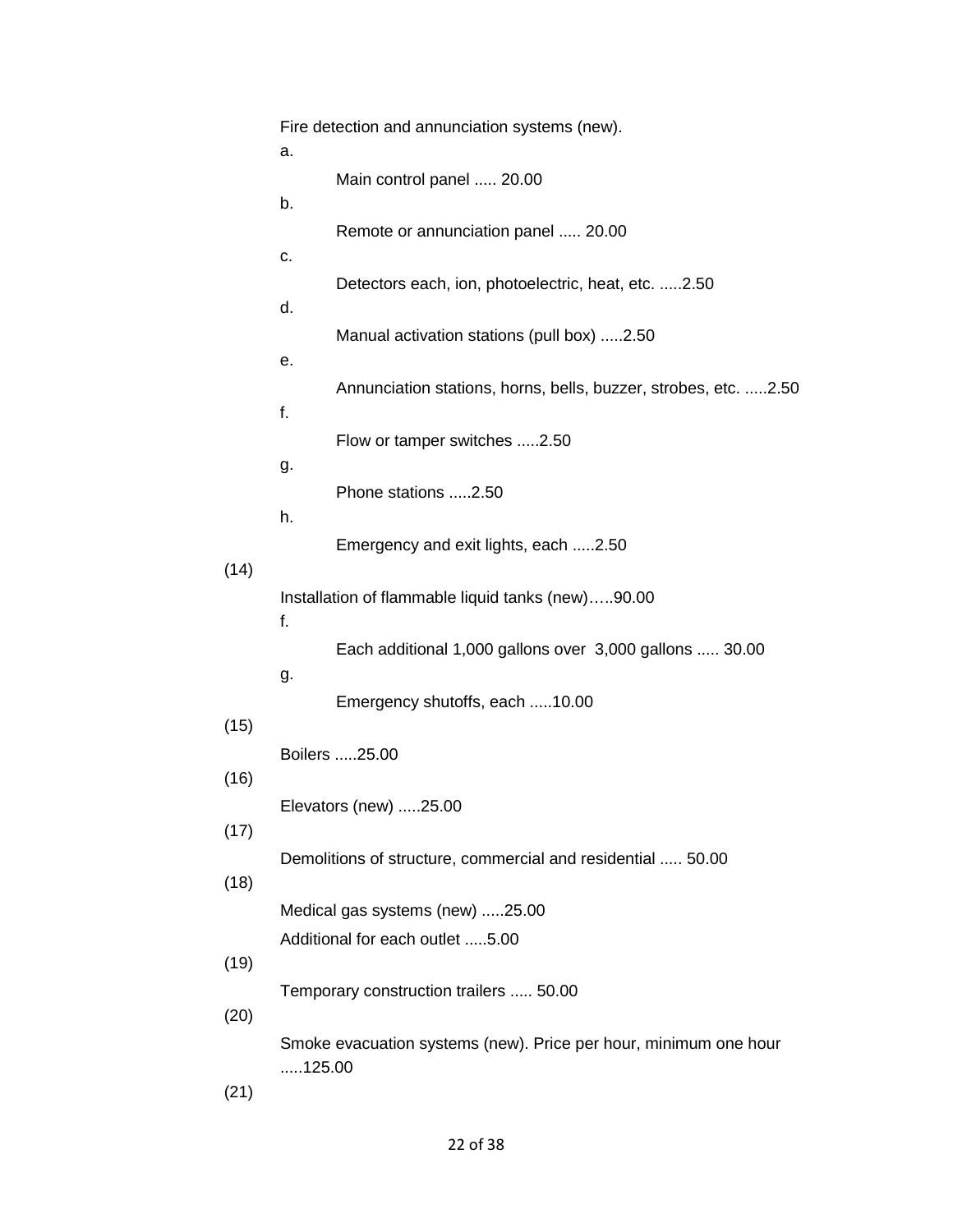Fire detection and annunciation systems (new).

a.

Main control panel ..... 20.00

b.

Remote or annunciation panel ..... 20.00

c.

Detectors each, ion, photoelectric, heat, etc. .....2.50

d.

Manual activation stations (pull box) .....2.50

e.

Annunciation stations, horns, bells, buzzer, strobes, etc. .....2.50

f.

Flow or tamper switches .....2.50

g.

Phone stations .....2.50

h.

Emergency and exit lights, each .....2.50

(14)

Installation of flammable liquid tanks (new)…..90.00

f.

Each additional 1,000 gallons over 3,000 gallons ..... 30.00

g.

Emergency shutoffs, each .....10.00

(15)

Boilers .....25.00

(16)

Elevators (new) .....25.00

(17)

Demolitions of structure, commercial and residential ..... 50.00

(18)

Medical gas systems (new) .....25.00

Additional for each outlet .....5.00

(19)

Temporary construction trailers ..... 50.00

(20)

Smoke evacuation systems (new). Price per hour, minimum one hour .....125.00

(21)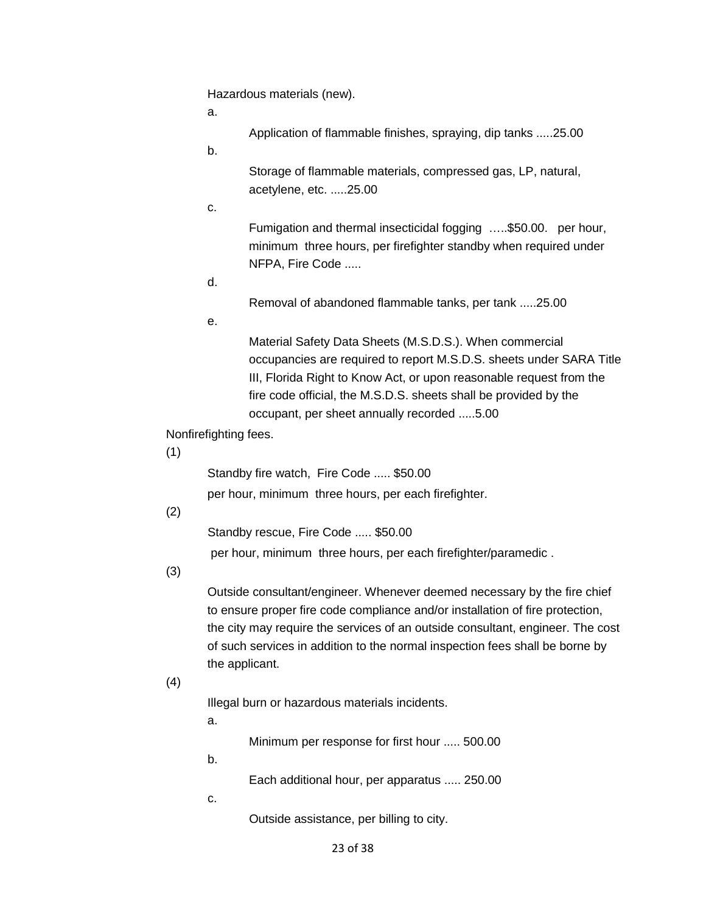Hazardous materials (new).

a.

Application of flammable finishes, spraying, dip tanks .....25.00

b.

Storage of flammable materials, compressed gas, LP, natural, acetylene, etc. .....25.00

c.

Fumigation and thermal insecticidal fogging …..$50.00. per hour, minimum three hours, per firefighter standby when required under NFPA, Fire Code .....

d.

Removal of abandoned flammable tanks, per tank .....25.00

e.

Material Safety Data Sheets (M.S.D.S.). When commercial occupancies are required to report M.S.D.S. sheets under SARA Title III, Florida Right to Know Act, or upon reasonable request from the fire code official, the M.S.D.S. sheets shall be provided by the occupant, per sheet annually recorded .....5.00

Nonfirefighting fees.

(1)

Standby fire watch, Fire Code ..... $50.00

per hour, minimum three hours, per each firefighter.

(2)

Standby rescue, Fire Code ..... $50.00

per hour, minimum three hours, per each firefighter/paramedic .

(3)

Outside consultant/engineer. Whenever deemed necessary by the fire chief to ensure proper fire code compliance and/or installation of fire protection, the city may require the services of an outside consultant, engineer. The cost of such services in addition to the normal inspection fees shall be borne by the applicant.

(4)

Illegal burn or hazardous materials incidents.

a.

Minimum per response for first hour ..... 500.00

b.

Each additional hour, per apparatus ..... 250.00

c.

Outside assistance, per billing to city.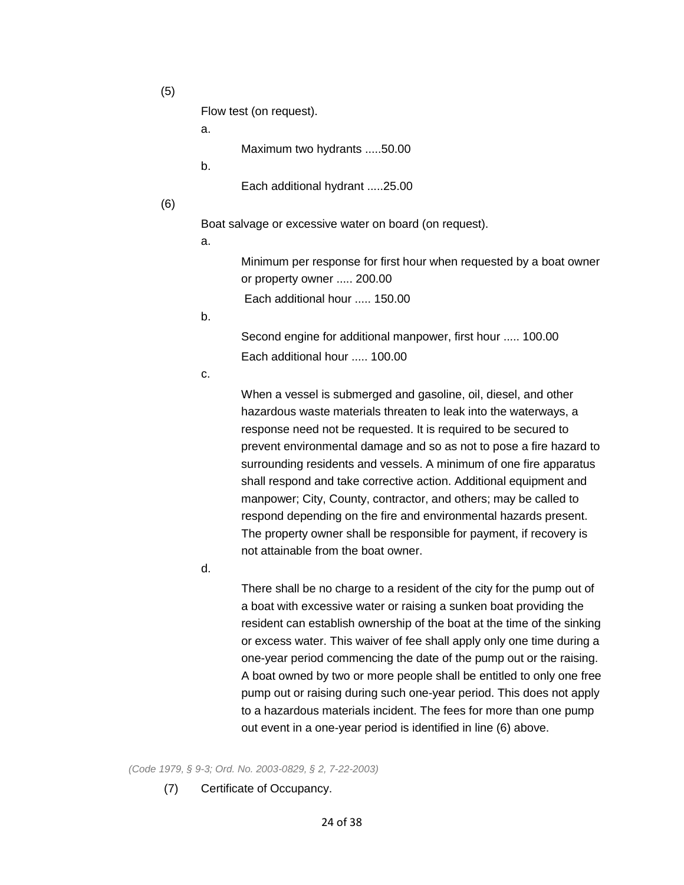(5)

Flow test (on request).

a.

Maximum two hydrants .....50.00

b.

Each additional hydrant .....25.00

(6)

Boat salvage or excessive water on board (on request).

a.

Minimum per response for first hour when requested by a boat owner or property owner ..... 200.00

Each additional hour ..... 150.00

b.

Second engine for additional manpower, first hour ..... 100.00

Each additional hour ..... 100.00

c.

When a vessel is submerged and gasoline, oil, diesel, and other hazardous waste materials threaten to leak into the waterways, a response need not be requested. It is required to be secured to prevent environmental damage and so as not to pose a fire hazard to surrounding residents and vessels. A minimum of one fire apparatus shall respond and take corrective action. Additional equipment and manpower; City, County, contractor, and others; may be called to respond depending on the fire and environmental hazards present. The property owner shall be responsible for payment, if recovery is not attainable from the boat owner.

d.

There shall be no charge to a resident of the city for the pump out of a boat with excessive water or raising a sunken boat providing the resident can establish ownership of the boat at the time of the sinking or excess water. This waiver of fee shall apply only one time during a one-year period commencing the date of the pump out or the raising. A boat owned by two or more people shall be entitled to only one free pump out or raising during such one-year period. This does not apply to a hazardous materials incident. The fees for more than one pump out event in a one-year period is identified in line (6) above.

*(Code 1979, § 9-3; Ord. No. 2003-0829, § 2, 7-22-2003)*

(7) Certificate of Occupancy.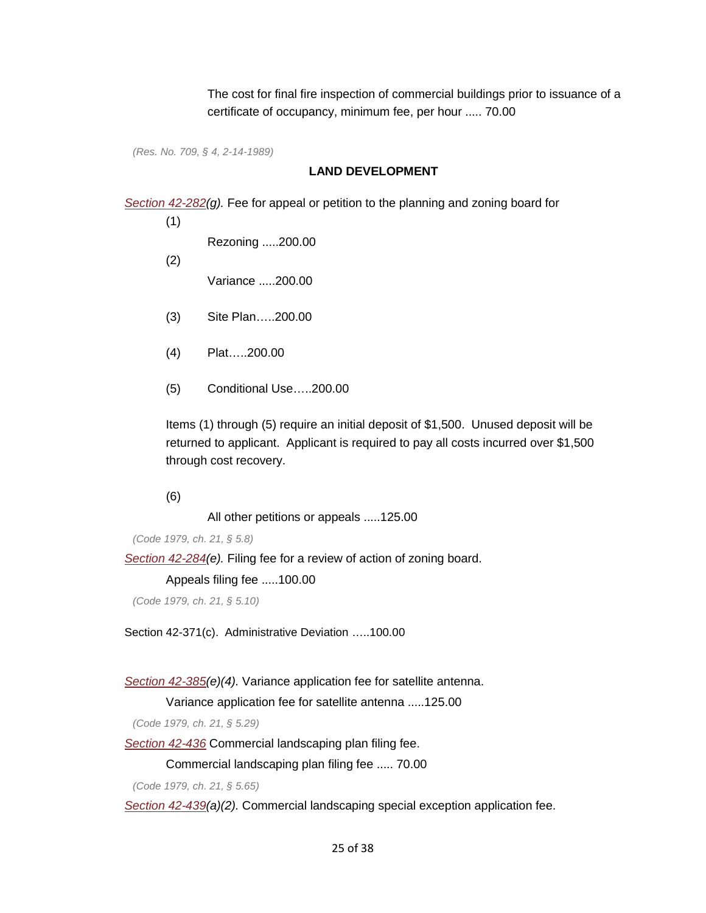The cost for final fire inspection of commercial buildings prior to issuance of a certificate of occupancy, minimum fee, per hour ..... 70.00

*(Res. No. 709, § 4, 2-14-1989)*

**LAND DEVELOPMENT**

*Section 42-282(g).* Fee for appeal or petition to the planning and zoning board for

(1) Rezoning .....200.00

(2) Variance .....200.00

(3) Site Plan…..200.00

(4) Plat…..200.00

(5) Conditional Use…..200.00

Items (1) through (5) require an initial deposit of $1,500. Unused deposit will be returned to applicant. Applicant is required to pay all costs incurred over $1,500 through cost recovery.

(6) All other petitions or appeals .....125.00

*(Code 1979, ch. 21, § 5.8)*

*Section 42-284(e).* Filing fee for a review of action of zoning board.

Appeals filing fee .....100.00

*(Code 1979, ch. 21, § 5.10)*

Section 42-371(c). Administrative Deviation …..100.00

*Section 42-385(e)(4).* Variance application fee for satellite antenna.

Variance application fee for satellite antenna .....125.00

*(Code 1979, ch. 21, § 5.29)*

*Section 42-436* Commercial landscaping plan filing fee.

Commercial landscaping plan filing fee ..... 70.00

*(Code 1979, ch. 21, § 5.65)*

*Section 42-439(a)(2).* Commercial landscaping special exception application fee.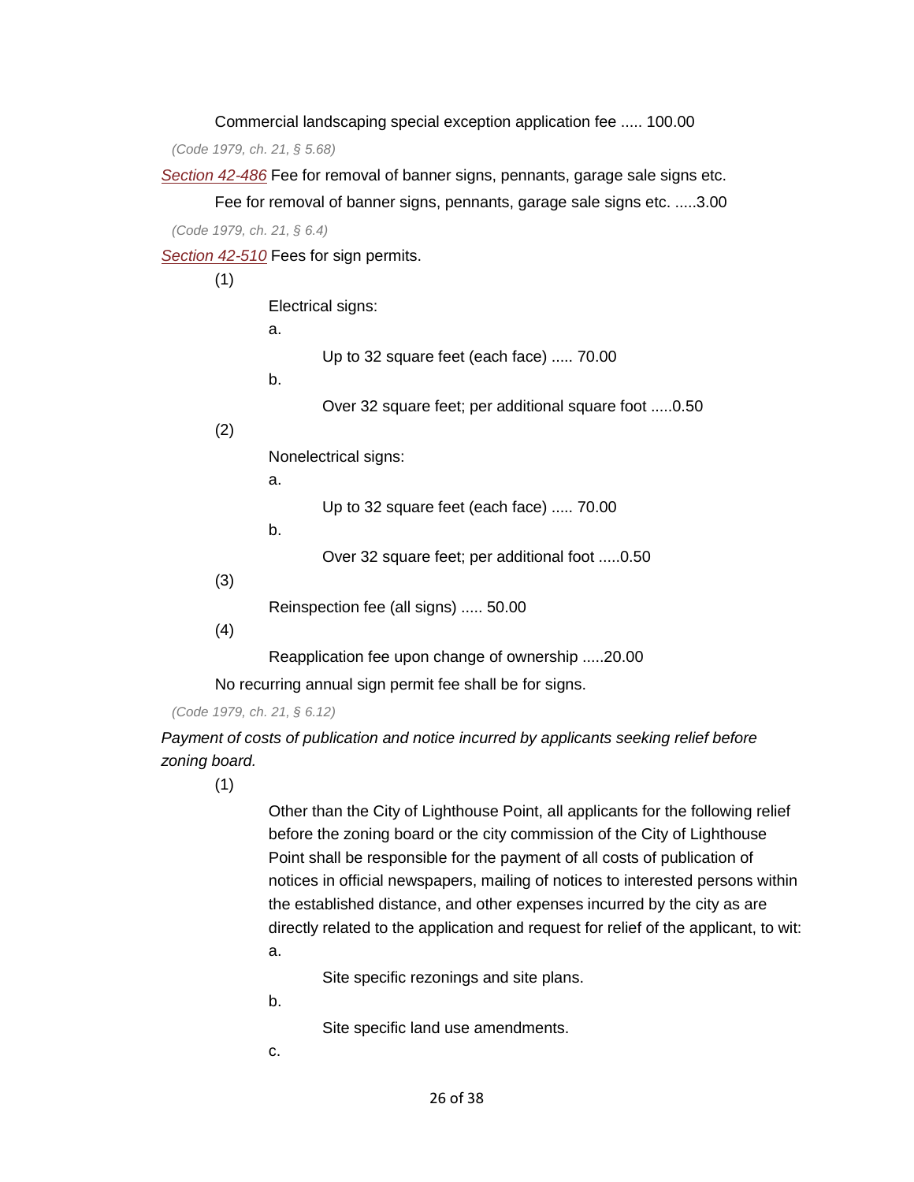Commercial landscaping special exception application fee ..... 100.00

*(Code 1979, ch. 21, § 5.68)*

Section 42-486 Fee for removal of banner signs, pennants, garage sale signs etc.

Fee for removal of banner signs, pennants, garage sale signs etc. .....3.00

*(Code 1979, ch. 21, § 6.4)*

Section 42-510 Fees for sign permits.

(1)

Electrical signs:

a.

Up to 32 square feet (each face) ..... 70.00

b.

Over 32 square feet; per additional square foot .....0.50

(2)

Nonelectrical signs:

a.

Up to 32 square feet (each face) ..... 70.00

b.

Over 32 square feet; per additional foot .....0.50

(3)

Reinspection fee (all signs) ..... 50.00

(4)

Reapplication fee upon change of ownership .....20.00

No recurring annual sign permit fee shall be for signs.

*(Code 1979, ch. 21, § 6.12)*

*Payment of costs of publication and notice incurred by applicants seeking relief before zoning board.*

(1)

Other than the City of Lighthouse Point, all applicants for the following relief before the zoning board or the city commission of the City of Lighthouse Point shall be responsible for the payment of all costs of publication of notices in official newspapers, mailing of notices to interested persons within the established distance, and other expenses incurred by the city as are directly related to the application and request for relief of the applicant, to wit:

a.

Site specific rezonings and site plans.

b.

Site specific land use amendments.

c.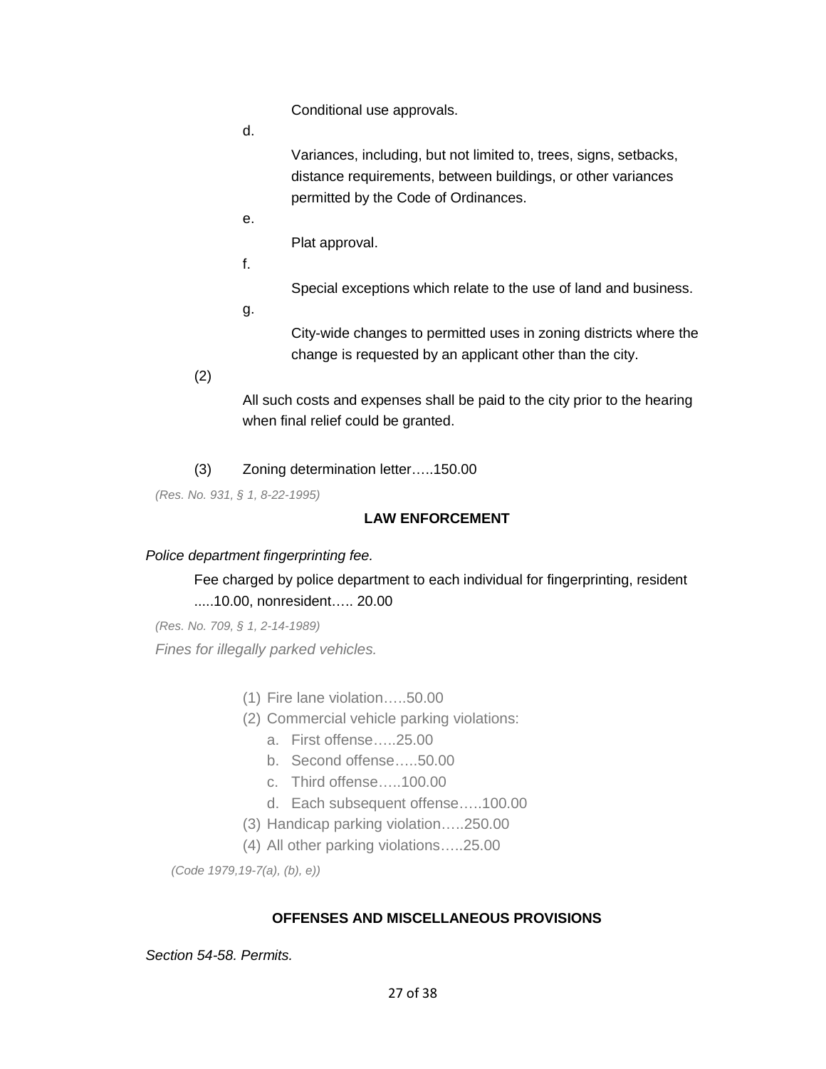Conditional use approvals.

d.

Variances, including, but not limited to, trees, signs, setbacks, distance requirements, between buildings, or other variances permitted by the Code of Ordinances.

e.

Plat approval.

f.

Special exceptions which relate to the use of land and business.

g.

City-wide changes to permitted uses in zoning districts where the change is requested by an applicant other than the city.

(2)

All such costs and expenses shall be paid to the city prior to the hearing when final relief could be granted.

(3) Zoning determination letter…..150.00

*(Res. No. 931, § 1, 8-22-1995)*

**LAW ENFORCEMENT**

*Police department fingerprinting fee.*

Fee charged by police department to each individual for fingerprinting, resident .....10.00, nonresident….. 20.00

*(Res. No. 709, § 1, 2-14-1989)*

*Fines for illegally parked vehicles.*

(1) Fire lane violation…..50.00

(2) Commercial vehicle parking violations:

a. First offense…..25.00

b. Second offense…..50.00

c. Third offense…..100.00

d. Each subsequent offense…..100.00

(3) Handicap parking violation…..250.00

(4) All other parking violations…..25.00

*(Code 1979,19-7(a), (b), e))*

**OFFENSES AND MISCELLANEOUS PROVISIONS**

*Section 54-58. Permits.*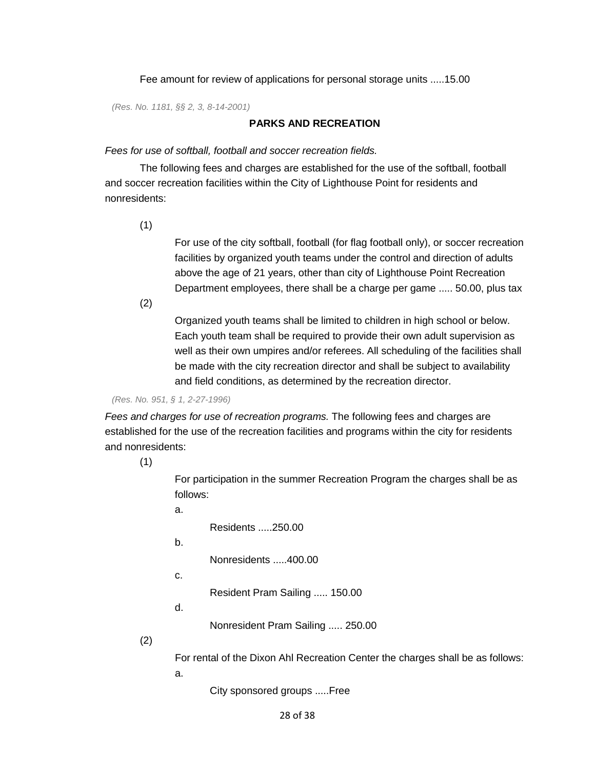Fee amount for review of applications for personal storage units .....15.00

*(Res. No. 1181, §§ 2, 3, 8-14-2001)*

## PARKS AND RECREATION

*Fees for use of softball, football and soccer recreation fields.*

The following fees and charges are established for the use of the softball, football and soccer recreation facilities within the City of Lighthouse Point for residents and nonresidents:

(1)

For use of the city softball, football (for flag football only), or soccer recreation facilities by organized youth teams under the control and direction of adults above the age of 21 years, other than city of Lighthouse Point Recreation Department employees, there shall be a charge per game ..... 50.00, plus tax

(2)

Organized youth teams shall be limited to children in high school or below. Each youth team shall be required to provide their own adult supervision as well as their own umpires and/or referees. All scheduling of the facilities shall be made with the city recreation director and shall be subject to availability and field conditions, as determined by the recreation director.

*(Res. No. 951, § 1, 2-27-1996)*

*Fees and charges for use of recreation programs.* The following fees and charges are established for the use of the recreation facilities and programs within the city for residents and nonresidents:

(1)

For participation in the summer Recreation Program the charges shall be as follows:

a.

Residents .....250.00

b.

Nonresidents .....400.00

c.

Resident Pram Sailing ..... 150.00

d.

Nonresident Pram Sailing ..... 250.00

(2)

For rental of the Dixon Ahl Recreation Center the charges shall be as follows:

a.

City sponsored groups .....Free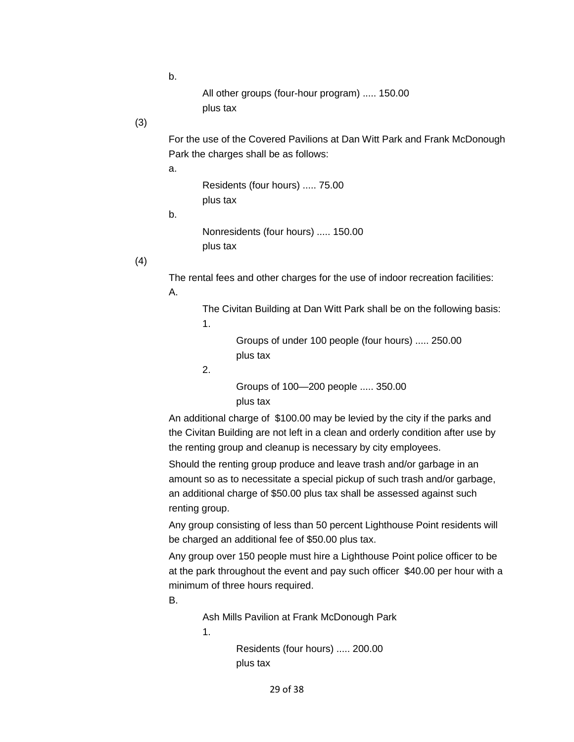b.

All other groups (four-hour program) ..... 150.00 plus tax

(3)

For the use of the Covered Pavilions at Dan Witt Park and Frank McDonough Park the charges shall be as follows:

a.

Residents (four hours) ..... 75.00 plus tax

b.

Nonresidents (four hours) ..... 150.00 plus tax

(4)

The rental fees and other charges for the use of indoor recreation facilities:

A.

The Civitan Building at Dan Witt Park shall be on the following basis:

1.

Groups of under 100 people (four hours) ..... 250.00 plus tax

2.

Groups of 100—200 people ..... 350.00 plus tax

An additional charge of $100.00 may be levied by the city if the parks and the Civitan Building are not left in a clean and orderly condition after use by the renting group and cleanup is necessary by city employees.

Should the renting group produce and leave trash and/or garbage in an amount so as to necessitate a special pickup of such trash and/or garbage, an additional charge of $50.00 plus tax shall be assessed against such renting group.

Any group consisting of less than 50 percent Lighthouse Point residents will be charged an additional fee of $50.00 plus tax.

Any group over 150 people must hire a Lighthouse Point police officer to be at the park throughout the event and pay such officer $40.00 per hour with a minimum of three hours required.

B.

Ash Mills Pavilion at Frank McDonough Park

1.

Residents (four hours) ..... 200.00 plus tax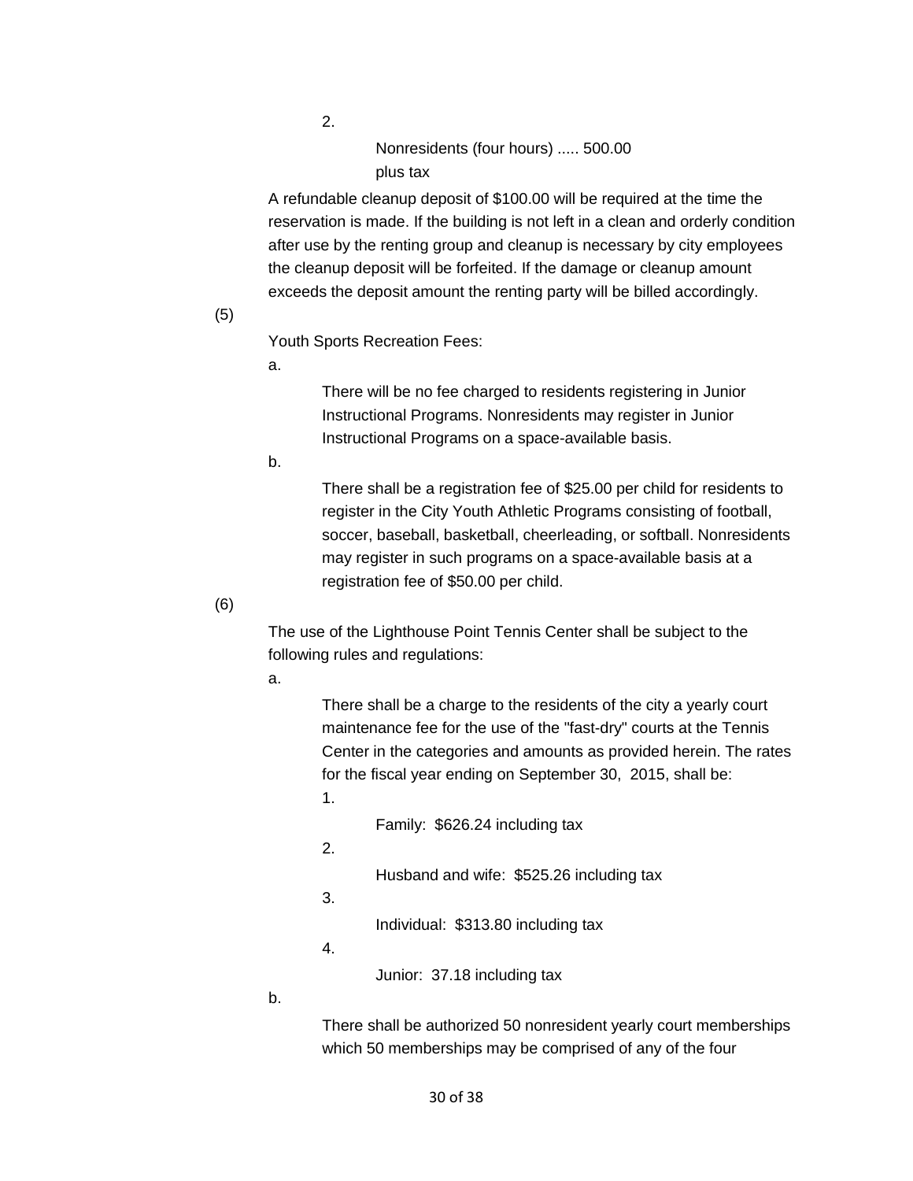2.

Nonresidents (four hours) ..... 500.00 plus tax

A refundable cleanup deposit of $100.00 will be required at the time the reservation is made. If the building is not left in a clean and orderly condition after use by the renting group and cleanup is necessary by city employees the cleanup deposit will be forfeited. If the damage or cleanup amount exceeds the deposit amount the renting party will be billed accordingly.

(5)

Youth Sports Recreation Fees:

a.

There will be no fee charged to residents registering in Junior Instructional Programs. Nonresidents may register in Junior Instructional Programs on a space-available basis.

b.

There shall be a registration fee of $25.00 per child for residents to register in the City Youth Athletic Programs consisting of football, soccer, baseball, basketball, cheerleading, or softball. Nonresidents may register in such programs on a space-available basis at a registration fee of $50.00 per child.

(6)

The use of the Lighthouse Point Tennis Center shall be subject to the following rules and regulations:

a.

There shall be a charge to the residents of the city a yearly court maintenance fee for the use of the "fast-dry" courts at the Tennis Center in the categories and amounts as provided herein. The rates for the fiscal year ending on September 30, 2015, shall be:

1.

Family: $626.24 including tax

2.

Husband and wife: $525.26 including tax

3.

Individual: $313.80 including tax

4.

Junior: 37.18 including tax

b.

There shall be authorized 50 nonresident yearly court memberships which 50 memberships may be comprised of any of the four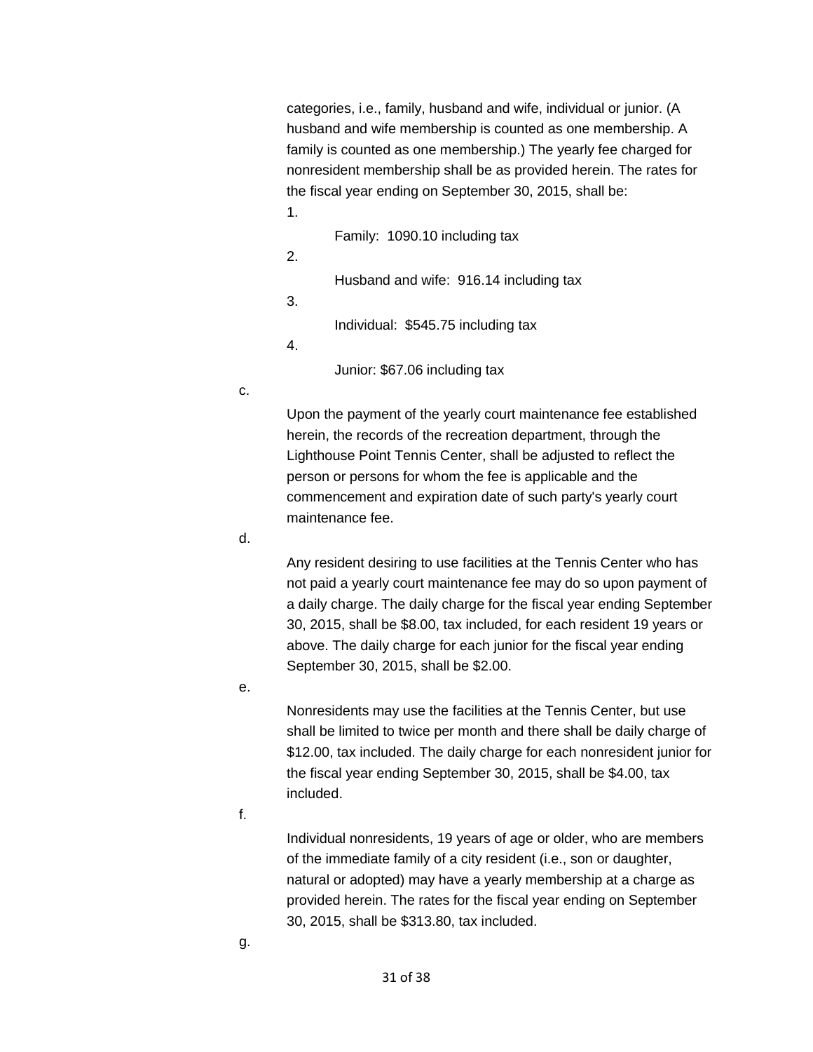categories, i.e., family, husband and wife, individual or junior. (A husband and wife membership is counted as one membership. A family is counted as one membership.) The yearly fee charged for nonresident membership shall be as provided herein. The rates for the fiscal year ending on September 30, 2015, shall be:

1. Family: 1090.10 including tax
2. Husband and wife: 916.14 including tax
3. Individual: $545.75 including tax
4. Junior: $67.06 including tax

c. Upon the payment of the yearly court maintenance fee established herein, the records of the recreation department, through the Lighthouse Point Tennis Center, shall be adjusted to reflect the person or persons for whom the fee is applicable and the commencement and expiration date of such party's yearly court maintenance fee.

d. Any resident desiring to use facilities at the Tennis Center who has not paid a yearly court maintenance fee may do so upon payment of a daily charge. The daily charge for the fiscal year ending September 30, 2015, shall be $8.00, tax included, for each resident 19 years or above. The daily charge for each junior for the fiscal year ending September 30, 2015, shall be $2.00.

e. Nonresidents may use the facilities at the Tennis Center, but use shall be limited to twice per month and there shall be daily charge of $12.00, tax included. The daily charge for each nonresident junior for the fiscal year ending September 30, 2015, shall be $4.00, tax included.

f. Individual nonresidents, 19 years of age or older, who are members of the immediate family of a city resident (i.e., son or daughter, natural or adopted) may have a yearly membership at a charge as provided herein. The rates for the fiscal year ending on September 30, 2015, shall be $313.80, tax included.

g.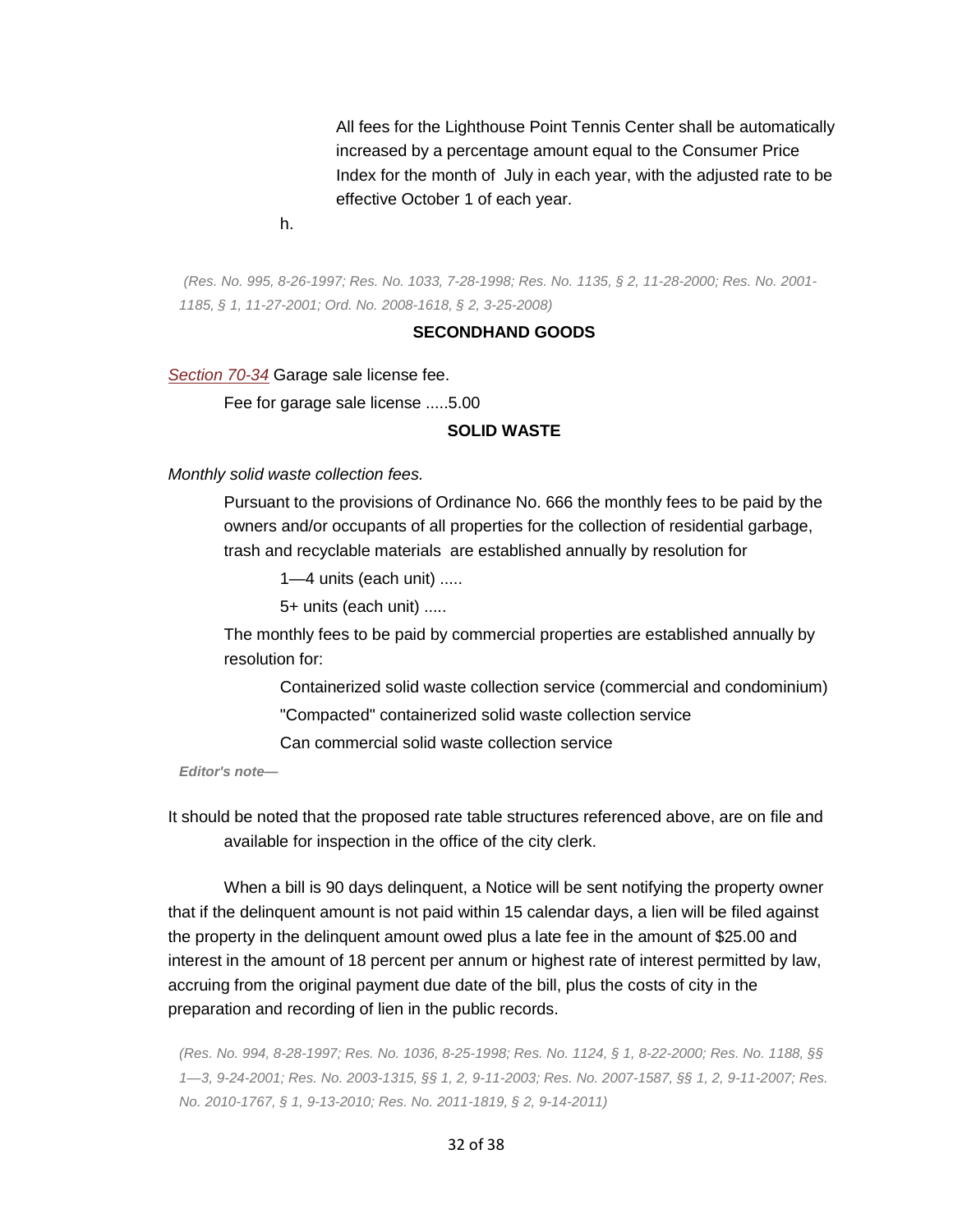All fees for the Lighthouse Point Tennis Center shall be automatically increased by a percentage amount equal to the Consumer Price Index for the month of July in each year, with the adjusted rate to be effective October 1 of each year.

h.

*(Res. No. 995, 8-26-1997; Res. No. 1033, 7-28-1998; Res. No. 1135, § 2, 11-28-2000; Res. No. 2001-1185, § 1, 11-27-2001; Ord. No. 2008-1618, § 2, 3-25-2008)*

## SECONDHAND GOODS

Section 70-34 Garage sale license fee.

Fee for garage sale license .....5.00

## SOLID WASTE

*Monthly solid waste collection fees.*

Pursuant to the provisions of Ordinance No. 666 the monthly fees to be paid by the owners and/or occupants of all properties for the collection of residential garbage, trash and recyclable materials are established annually by resolution for

1—4 units (each unit) .....

5+ units (each unit) .....

The monthly fees to be paid by commercial properties are established annually by resolution for:

Containerized solid waste collection service (commercial and condominium)

"Compacted" containerized solid waste collection service

Can commercial solid waste collection service

**Editor's note—**

It should be noted that the proposed rate table structures referenced above, are on file and available for inspection in the office of the city clerk.

When a bill is 90 days delinquent, a Notice will be sent notifying the property owner that if the delinquent amount is not paid within 15 calendar days, a lien will be filed against the property in the delinquent amount owed plus a late fee in the amount of $25.00 and interest in the amount of 18 percent per annum or highest rate of interest permitted by law, accruing from the original payment due date of the bill, plus the costs of city in the preparation and recording of lien in the public records.

*(Res. No. 994, 8-28-1997; Res. No. 1036, 8-25-1998; Res. No. 1124, § 1, 8-22-2000; Res. No. 1188, §§ 1—3, 9-24-2001; Res. No. 2003-1315, §§ 1, 2, 9-11-2003; Res. No. 2007-1587, §§ 1, 2, 9-11-2007; Res. No. 2010-1767, § 1, 9-13-2010; Res. No. 2011-1819, § 2, 9-14-2011)*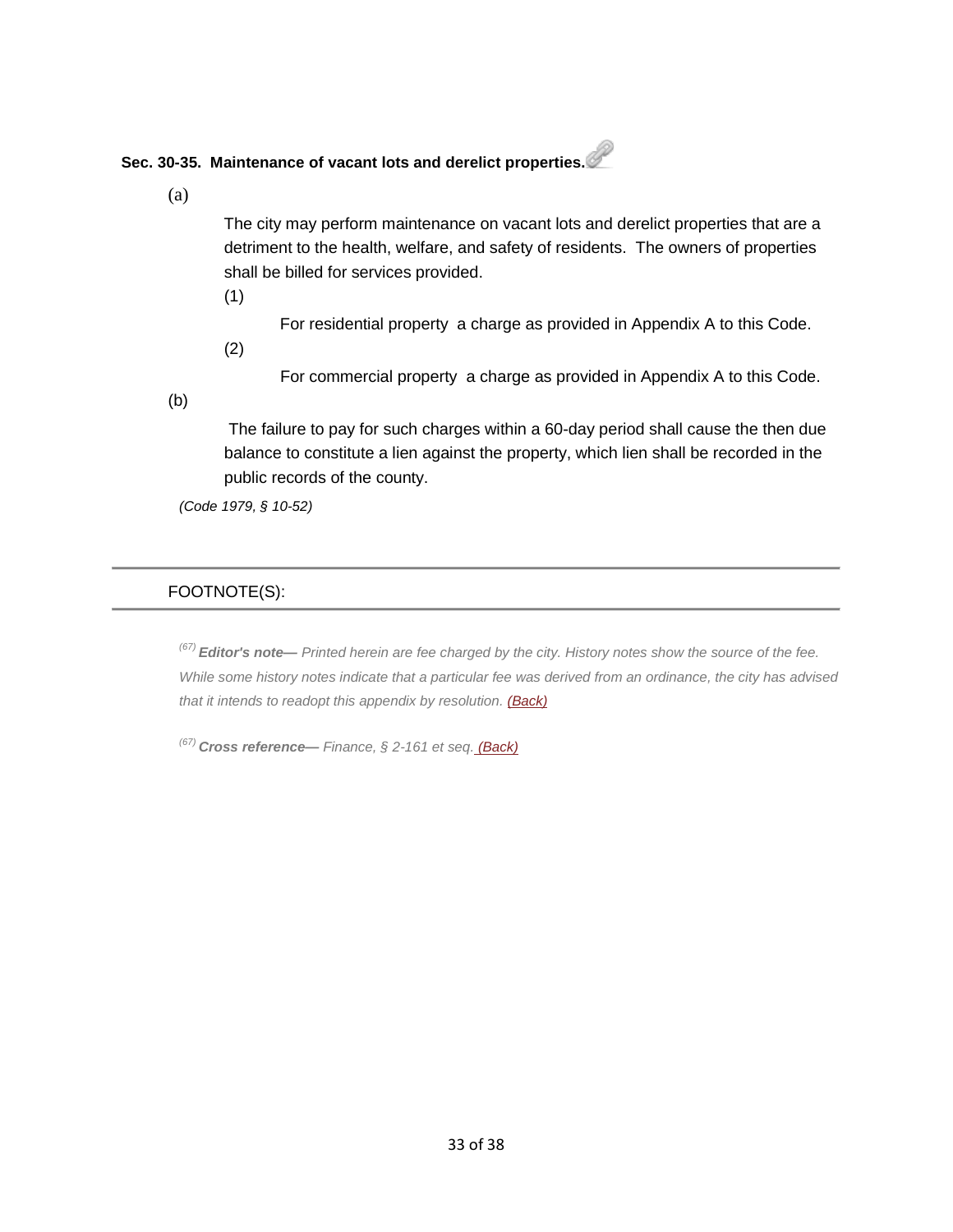**Sec. 30-35. Maintenance of vacant lots and derelict properties.**

(a)

The city may perform maintenance on vacant lots and derelict properties that are a detriment to the health, welfare, and safety of residents. The owners of properties shall be billed for services provided.

(1)

For residential property a charge as provided in Appendix A to this Code.

(2)

For commercial property a charge as provided in Appendix A to this Code.

(b)

The failure to pay for such charges within a 60-day period shall cause the then due balance to constitute a lien against the property, which lien shall be recorded in the public records of the county.

*(Code 1979, § 10-52)*

---

FOOTNOTE(S):

---

[(67)] ***Editor's note—*** *Printed herein are fee charged by the city. History notes show the source of the fee. While some history notes indicate that a particular fee was derived from an ordinance, the city has advised that it intends to readopt this appendix by resolution.* *(Back)*

[(67)] ***Cross reference—*** *Finance, § 2-161 et seq.* *(Back)*